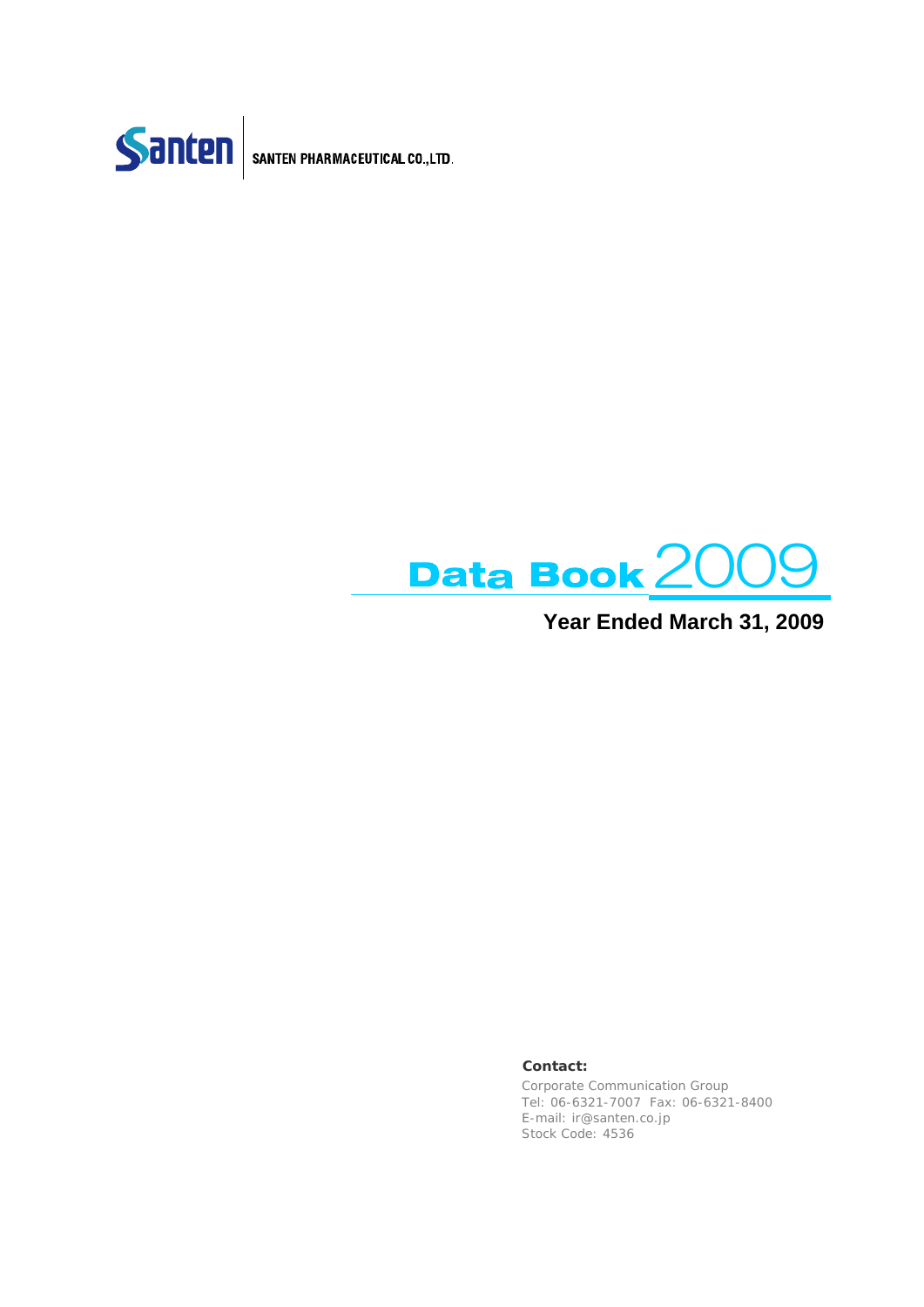Santen | SANTEN PHARMACEUTICAL CO.,LTD.

# Data Book 2009

## Year Ended March 31, 2009

**Contact:**

Corporate Communication Group
Tel: 06-6321-7007 Fax: 06-6321-8400
E-mail: ir@santen.co.jp
Stock Code: 4536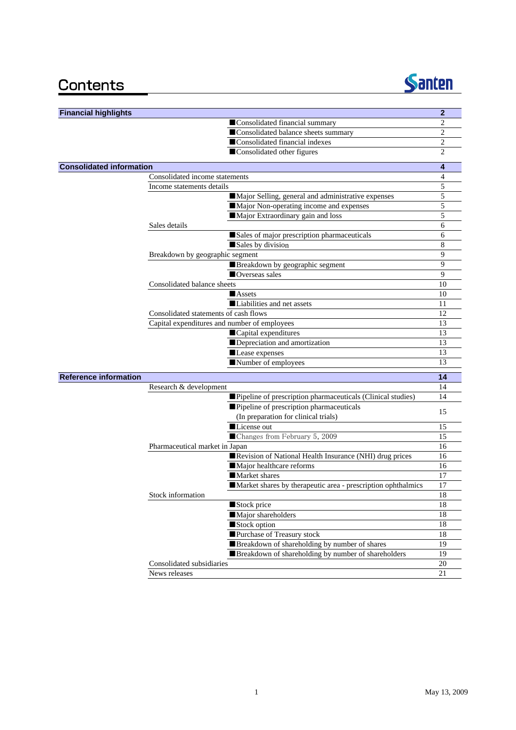# Contents

Santen

| Section | Subsection | Item | Page |
|---|---|---|---|
| **Financial highlights** | | | **2** |
| | | ■Consolidated financial summary | 2 |
| | | ■Consolidated balance sheets summary | 2 |
| | | ■Consolidated financial indexes | 2 |
| | | ■Consolidated other figures | 2 |
| **Consolidated information** | | | **4** |
| | Consolidated income statements | | 4 |
| | Income statements details | | 5 |
| | | ■Major Selling, general and administrative expenses | 5 |
| | | ■Major Non-operating income and expenses | 5 |
| | | ■Major Extraordinary gain and loss | 5 |
| | Sales details | | 6 |
| | | ■Sales of major prescription pharmaceuticals | 6 |
| | | ■Sales by division | 8 |
| | Breakdown by geographic segment | | 9 |
| | | ■Breakdown by geographic segment | 9 |
| | | ■Overseas sales | 9 |
| | Consolidated balance sheets | | 10 |
| | | ■Assets | 10 |
| | | ■Liabilities and net assets | 11 |
| | Consolidated statements of cash flows | | 12 |
| | Capital expenditures and number of employees | | 13 |
| | | ■Capital expenditures | 13 |
| | | ■Depreciation and amortization | 13 |
| | | ■Lease expenses | 13 |
| | | ■Number of employees | 13 |
| **Reference information** | | | **14** |
| | Research & development | | 14 |
| | | ■Pipeline of prescription pharmaceuticals (Clinical studies) | 14 |
| | | ■Pipeline of prescription pharmaceuticals (In preparation for clinical trials) | 15 |
| | | ■License out | 15 |
| | | ■Changes from February 5, 2009 | 15 |
| | Pharmaceutical market in Japan | | 16 |
| | | ■Revision of National Health Insurance (NHI) drug prices | 16 |
| | | ■Major healthcare reforms | 16 |
| | | ■Market shares | 17 |
| | | ■Market shares by therapeutic area - prescription ophthalmics | 17 |
| | Stock information | | 18 |
| | | ■Stock price | 18 |
| | | ■Major shareholders | 18 |
| | | ■Stock option | 18 |
| | | ■Purchase of Treasury stock | 18 |
| | | ■Breakdown of shareholding by number of shares | 19 |
| | | ■Breakdown of shareholding by number of shareholders | 19 |
| | Consolidated subsidiaries | | 20 |
| | News releases | | 21 |

May 13, 2009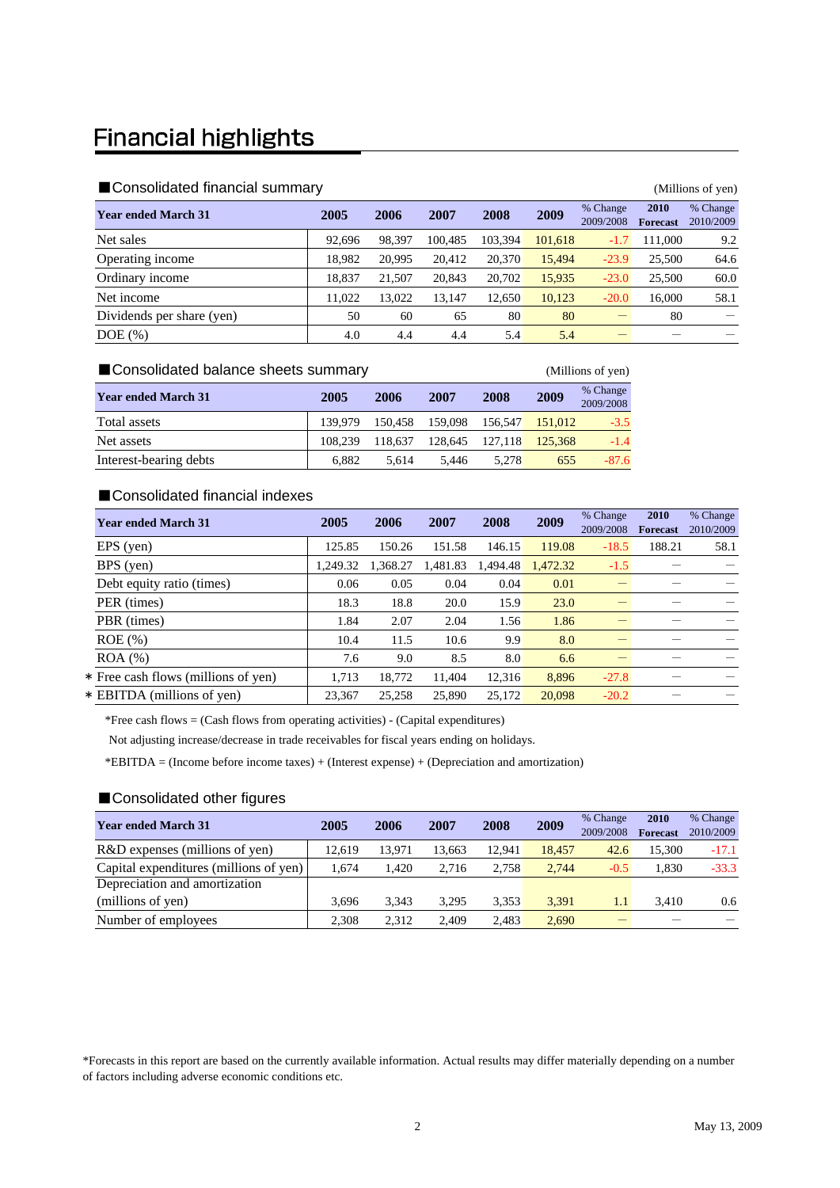# Financial highlights

## ■Consolidated financial summary

(Millions of yen)

| Year ended March 31 | 2005 | 2006 | 2007 | 2008 | 2009 | % Change 2009/2008 | 2010 Forecast | % Change 2010/2009 |
|---|---|---|---|---|---|---|---|---|
| Net sales | 92,696 | 98,397 | 100,485 | 103,394 | 101,618 | -1.7 | 111,000 | 9.2 |
| Operating income | 18,982 | 20,995 | 20,412 | 20,370 | 15,494 | -23.9 | 25,500 | 64.6 |
| Ordinary income | 18,837 | 21,507 | 20,843 | 20,702 | 15,935 | -23.0 | 25,500 | 60.0 |
| Net income | 11,022 | 13,022 | 13,147 | 12,650 | 10,123 | -20.0 | 16,000 | 58.1 |
| Dividends per share (yen) | 50 | 60 | 65 | 80 | 80 | — | 80 | — |
| DOE (%) | 4.0 | 4.4 | 4.4 | 5.4 | 5.4 | — | — | — |

## ■Consolidated balance sheets summary

(Millions of yen)

| Year ended March 31 | 2005 | 2006 | 2007 | 2008 | 2009 | % Change 2009/2008 |
|---|---|---|---|---|---|---|
| Total assets | 139,979 | 150,458 | 159,098 | 156,547 | 151,012 | -3.5 |
| Net assets | 108,239 | 118,637 | 128,645 | 127,118 | 125,368 | -1.4 |
| Interest-bearing debts | 6,882 | 5,614 | 5,446 | 5,278 | 655 | -87.6 |

## ■Consolidated financial indexes

| Year ended March 31 | 2005 | 2006 | 2007 | 2008 | 2009 | % Change 2009/2008 | 2010 Forecast | % Change 2010/2009 |
|---|---|---|---|---|---|---|---|---|
| EPS (yen) | 125.85 | 150.26 | 151.58 | 146.15 | 119.08 | -18.5 | 188.21 | 58.1 |
| BPS (yen) | 1,249.32 | 1,368.27 | 1,481.83 | 1,494.48 | 1,472.32 | -1.5 | — | — |
| Debt equity ratio (times) | 0.06 | 0.05 | 0.04 | 0.04 | 0.01 | — | — | — |
| PER (times) | 18.3 | 18.8 | 20.0 | 15.9 | 23.0 | — | — | — |
| PBR (times) | 1.84 | 2.07 | 2.04 | 1.56 | 1.86 | — | — | — |
| ROE (%) | 10.4 | 11.5 | 10.6 | 9.9 | 8.0 | — | — | — |
| ROA (%) | 7.6 | 9.0 | 8.5 | 8.0 | 6.6 | — | — | — |
| * Free cash flows (millions of yen) | 1,713 | 18,772 | 11,404 | 12,316 | 8,896 | -27.8 | — | — |
| * EBITDA (millions of yen) | 23,367 | 25,258 | 25,890 | 25,172 | 20,098 | -20.2 | — | — |

*Free cash flows = (Cash flows from operating activities) - (Capital expenditures)

Not adjusting increase/decrease in trade receivables for fiscal years ending on holidays.

*EBITDA = (Income before income taxes) + (Interest expense) + (Depreciation and amortization)

## ■Consolidated other figures

| Year ended March 31 | 2005 | 2006 | 2007 | 2008 | 2009 | % Change 2009/2008 | 2010 Forecast | % Change 2010/2009 |
|---|---|---|---|---|---|---|---|---|
| R&D expenses (millions of yen) | 12,619 | 13,971 | 13,663 | 12,941 | 18,457 | 42.6 | 15,300 | -17.1 |
| Capital expenditures (millions of yen) | 1,674 | 1,420 | 2,716 | 2,758 | 2,744 | -0.5 | 1,830 | -33.3 |
| Depreciation and amortization (millions of yen) | 3,696 | 3,343 | 3,295 | 3,353 | 3,391 | 1.1 | 3,410 | 0.6 |
| Number of employees | 2,308 | 2,312 | 2,409 | 2,483 | 2,690 | — | — | — |

*Forecasts in this report are based on the currently available information. Actual results may differ materially depending on a number of factors including adverse economic conditions etc.

May 13, 2009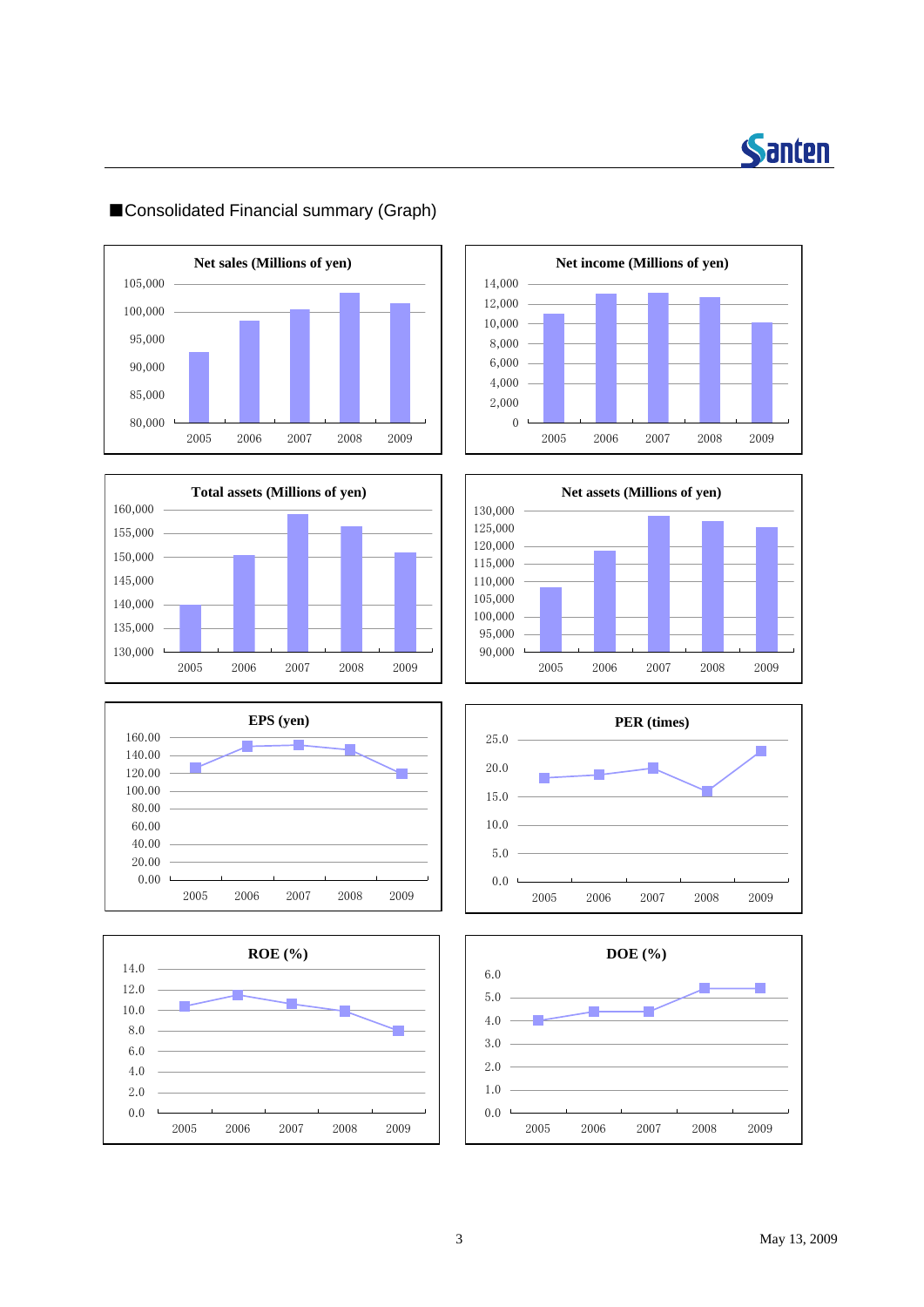## ■Consolidated Financial summary (Graph)

**Net sales (Millions of yen)**

105,000
100,000
95,000
90,000
85,000
80,000

2005 2006 2007 2008 2009

**Net income (Millions of yen)**

14,000
12,000
10,000
8,000
6,000
4,000
2,000
0

2005 2006 2007 2008 2009

**Total assets (Millions of yen)**

160,000
155,000
150,000
145,000
140,000
135,000
130,000

2005 2006 2007 2008 2009

**Net assets (Millions of yen)**

130,000
125,000
120,000
115,000
110,000
105,000
100,000
95,000
90,000

2005 2006 2007 2008 2009

**EPS (yen)**

160.00
140.00
120.00
100.00
80.00
60.00
40.00
20.00
0.00

2005 2006 2007 2008 2009

**PER (times)**

25.0
20.0
15.0
10.0
5.0
0.0

2005 2006 2007 2008 2009

**ROE (%)**

14.0
12.0
10.0
8.0
6.0
4.0
2.0
0.0

2005 2006 2007 2008 2009

**DOE (%)**

6.0
5.0
4.0
3.0
2.0
1.0
0.0

2005 2006 2007 2008 2009

May 13, 2009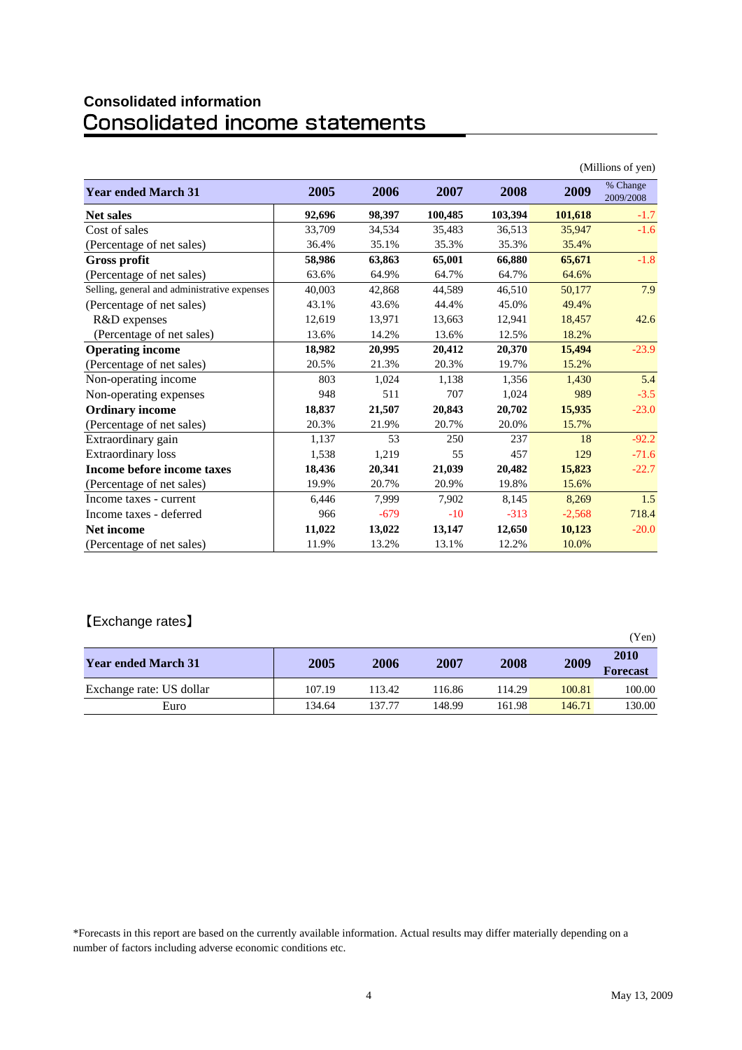### Consolidated information

# Consolidated income statements

(Millions of yen)

| Year ended March 31 | 2005 | 2006 | 2007 | 2008 | 2009 | % Change 2009/2008 |
|---|---|---|---|---|---|---|
| **Net sales** | **92,696** | **98,397** | **100,485** | **103,394** | **101,618** | -1.7 |
| Cost of sales | 33,709 | 34,534 | 35,483 | 36,513 | 35,947 | -1.6 |
| (Percentage of net sales) | 36.4% | 35.1% | 35.3% | 35.3% | 35.4% | |
| **Gross profit** | **58,986** | **63,863** | **65,001** | **66,880** | **65,671** | -1.8 |
| (Percentage of net sales) | 63.6% | 64.9% | 64.7% | 64.7% | 64.6% | |
| Selling, general and administrative expenses | 40,003 | 42,868 | 44,589 | 46,510 | 50,177 | 7.9 |
| (Percentage of net sales) | 43.1% | 43.6% | 44.4% | 45.0% | 49.4% | |
| R&D expenses | 12,619 | 13,971 | 13,663 | 12,941 | 18,457 | 42.6 |
| (Percentage of net sales) | 13.6% | 14.2% | 13.6% | 12.5% | 18.2% | |
| **Operating income** | **18,982** | **20,995** | **20,412** | **20,370** | **15,494** | -23.9 |
| (Percentage of net sales) | 20.5% | 21.3% | 20.3% | 19.7% | 15.2% | |
| Non-operating income | 803 | 1,024 | 1,138 | 1,356 | 1,430 | 5.4 |
| Non-operating expenses | 948 | 511 | 707 | 1,024 | 989 | -3.5 |
| **Ordinary income** | **18,837** | **21,507** | **20,843** | **20,702** | **15,935** | -23.0 |
| (Percentage of net sales) | 20.3% | 21.9% | 20.7% | 20.0% | 15.7% | |
| Extraordinary gain | 1,137 | 53 | 250 | 237 | 18 | -92.2 |
| Extraordinary loss | 1,538 | 1,219 | 55 | 457 | 129 | -71.6 |
| **Income before income taxes** | **18,436** | **20,341** | **21,039** | **20,482** | **15,823** | -22.7 |
| (Percentage of net sales) | 19.9% | 20.7% | 20.9% | 19.8% | 15.6% | |
| Income taxes - current | 6,446 | 7,999 | 7,902 | 8,145 | 8,269 | 1.5 |
| Income taxes - deferred | 966 | -679 | -10 | -313 | -2,568 | 718.4 |
| **Net income** | **11,022** | **13,022** | **13,147** | **12,650** | **10,123** | -20.0 |
| (Percentage of net sales) | 11.9% | 13.2% | 13.1% | 12.2% | 10.0% | |

【Exchange rates】

(Yen)

| Year ended March 31 | 2005 | 2006 | 2007 | 2008 | 2009 | 2010 Forecast |
|---|---|---|---|---|---|---|
| Exchange rate: US dollar | 107.19 | 113.42 | 116.86 | 114.29 | 100.81 | 100.00 |
| Euro | 134.64 | 137.77 | 148.99 | 161.98 | 146.71 | 130.00 |

*Forecasts in this report are based on the currently available information. Actual results may differ materially depending on a number of factors including adverse economic conditions etc.

May 13, 2009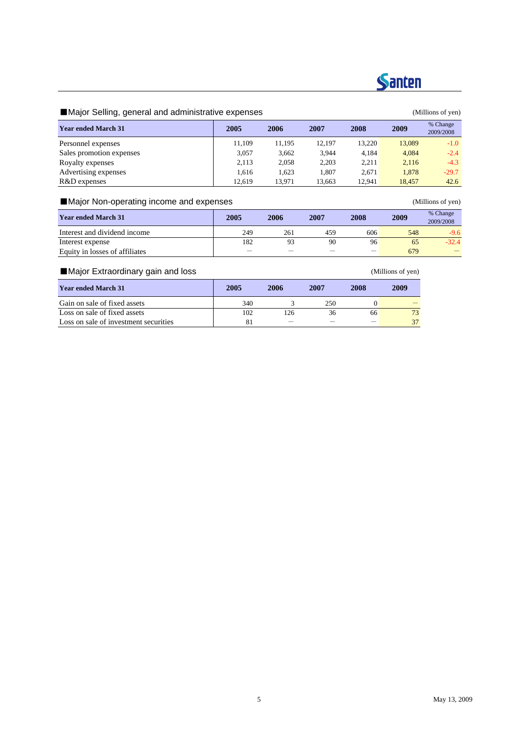## ■Major Selling, general and administrative expenses

(Millions of yen)

| Year ended March 31 | 2005 | 2006 | 2007 | 2008 | 2009 | % Change 2009/2008 |
|---|---|---|---|---|---|---|
| Personnel expenses | 11,109 | 11,195 | 12,197 | 13,220 | 13,089 | -1.0 |
| Sales promotion expenses | 3,057 | 3,662 | 3,944 | 4,184 | 4,084 | -2.4 |
| Royalty expenses | 2,113 | 2,058 | 2,203 | 2,211 | 2,116 | -4.3 |
| Advertising expenses | 1,616 | 1,623 | 1,807 | 2,671 | 1,878 | -29.7 |
| R&D expenses | 12,619 | 13,971 | 13,663 | 12,941 | 18,457 | 42.6 |

## ■Major Non-operating income and expenses

(Millions of yen)

| Year ended March 31 | 2005 | 2006 | 2007 | 2008 | 2009 | % Change 2009/2008 |
|---|---|---|---|---|---|---|
| Interest and dividend income | 249 | 261 | 459 | 606 | 548 | -9.6 |
| Interest expense | 182 | 93 | 90 | 96 | 65 | -32.4 |
| Equity in losses of affiliates | — | — | — | — | 679 | — |

## ■Major Extraordinary gain and loss

(Millions of yen)

| Year ended March 31 | 2005 | 2006 | 2007 | 2008 | 2009 |
|---|---|---|---|---|---|
| Gain on sale of fixed assets | 340 | 3 | 250 | 0 | — |
| Loss on sale of fixed assets | 102 | 126 | 36 | 66 | 73 |
| Loss on sale of investment securities | 81 | — | — | — | 37 |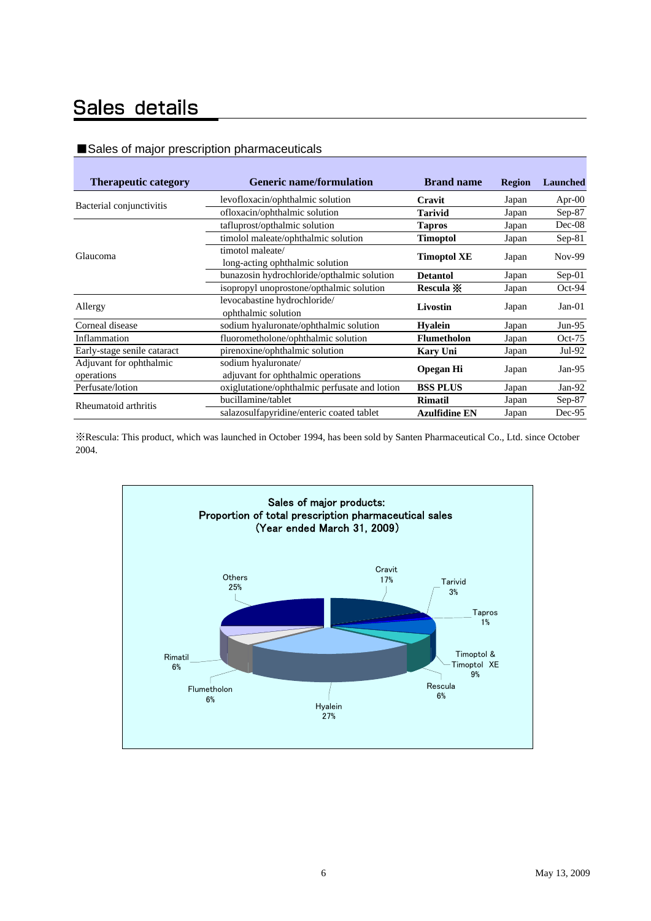# Sales details

## ■Sales of major prescription pharmaceuticals

| Therapeutic category | Generic name/formulation | Brand name | Region | Launched |
|---|---|---|---|---|
| Bacterial conjunctivitis | levofloxacin/ophthalmic solution | **Cravit** | Japan | Apr-00 |
| | ofloxacin/ophthalmic solution | **Tarivid** | Japan | Sep-87 |
| Glaucoma | tafluprost/opthalmic solution | **Tapros** | Japan | Dec-08 |
| | timolol maleate/ophthalmic solution | **Timoptol** | Japan | Sep-81 |
| | timotol maleate/ long-acting ophthalmic solution | **Timoptol XE** | Japan | Nov-99 |
| | bunazosin hydrochloride/opthalmic solution | **Detantol** | Japan | Sep-01 |
| | isopropyl unoprostone/opthalmic solution | **Rescula ※** | Japan | Oct-94 |
| Allergy | levocabastine hydrochloride/ ophthalmic solution | **Livostin** | Japan | Jan-01 |
| Corneal disease | sodium hyaluronate/ophthalmic solution | **Hyalein** | Japan | Jun-95 |
| Inflammation | fluorometholone/ophthalmic solution | **Flumetholon** | Japan | Oct-75 |
| Early-stage senile cataract | pirenoxine/ophthalmic solution | **Kary Uni** | Japan | Jul-92 |
| Adjuvant for ophthalmic operations | sodium hyaluronate/ adjuvant for ophthalmic operations | **Opegan Hi** | Japan | Jan-95 |
| Perfusate/lotion | oxiglutatione/ophthalmic perfusate and lotion | **BSS PLUS** | Japan | Jan-92 |
| Rheumatoid arthritis | bucillamine/tablet | **Rimatil** | Japan | Sep-87 |
| | salazosulfapyridine/enteric coated tablet | **Azulfidine EN** | Japan | Dec-95 |

※Rescula: This product, which was launched in October 1994, has been sold by Santen Pharmaceutical Co., Ltd. since October 2004.

Sales of major products:
Proportion of total prescription pharmaceutical sales
(Year ended March 31, 2009)

| Product | Proportion |
|---|---|
| Cravit | 17% |
| Tarivid | 3% |
| Tapros | 1% |
| Timoptol & Timoptol XE | 9% |
| Rescula | 6% |
| Hyalein | 27% |
| Flumetholon | 6% |
| Rimatil | 6% |
| Others | 25% |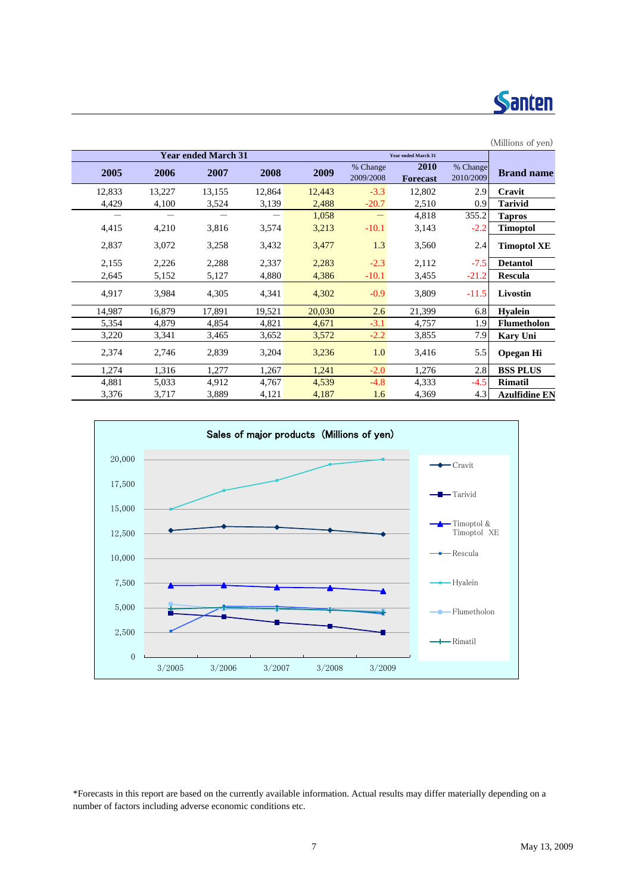(Millions of yen)

| Year ended March 31 | | | | | | Year ended March 31 | | |
|---|---|---|---|---|---|---|---|---|
| 2005 | 2006 | 2007 | 2008 | 2009 | % Change 2009/2008 | 2010 Forecast | % Change 2010/2009 | Brand name |
| 12,833 | 13,227 | 13,155 | 12,864 | 12,443 | -3.3 | 12,802 | 2.9 | **Cravit** |
| 4,429 | 4,100 | 3,524 | 3,139 | 2,488 | -20.7 | 2,510 | 0.9 | **Tarivid** |
| — | — | — | — | 1,058 | — | 4,818 | 355.2 | **Tapros** |
| 4,415 | 4,210 | 3,816 | 3,574 | 3,213 | -10.1 | 3,143 | -2.2 | **Timoptol** |
| 2,837 | 3,072 | 3,258 | 3,432 | 3,477 | 1.3 | 3,560 | 2.4 | **Timoptol XE** |
| 2,155 | 2,226 | 2,288 | 2,337 | 2,283 | -2.3 | 2,112 | -7.5 | **Detantol** |
| 2,645 | 5,152 | 5,127 | 4,880 | 4,386 | -10.1 | 3,455 | -21.2 | **Rescula** |
| 4,917 | 3,984 | 4,305 | 4,341 | 4,302 | -0.9 | 3,809 | -11.5 | **Livostin** |
| 14,987 | 16,879 | 17,891 | 19,521 | 20,030 | 2.6 | 21,399 | 6.8 | **Hyalein** |
| 5,354 | 4,879 | 4,854 | 4,821 | 4,671 | -3.1 | 4,757 | 1.9 | **Flumetholon** |
| 3,220 | 3,341 | 3,465 | 3,652 | 3,572 | -2.2 | 3,855 | 7.9 | **Kary Uni** |
| 2,374 | 2,746 | 2,839 | 3,204 | 3,236 | 1.0 | 3,416 | 5.5 | **Opegan Hi** |
| 1,274 | 1,316 | 1,277 | 1,267 | 1,241 | -2.0 | 1,276 | 2.8 | **BSS PLUS** |
| 4,881 | 5,033 | 4,912 | 4,767 | 4,539 | -4.8 | 4,333 | -4.5 | **Rimatil** |
| 3,376 | 3,717 | 3,889 | 4,121 | 4,187 | 1.6 | 4,369 | 4.3 | **Azulfidine EN** |

Sales of major products (Millions of yen)

*Forecasts in this report are based on the currently available information. Actual results may differ materially depending on a number of factors including adverse economic conditions etc.

May 13, 2009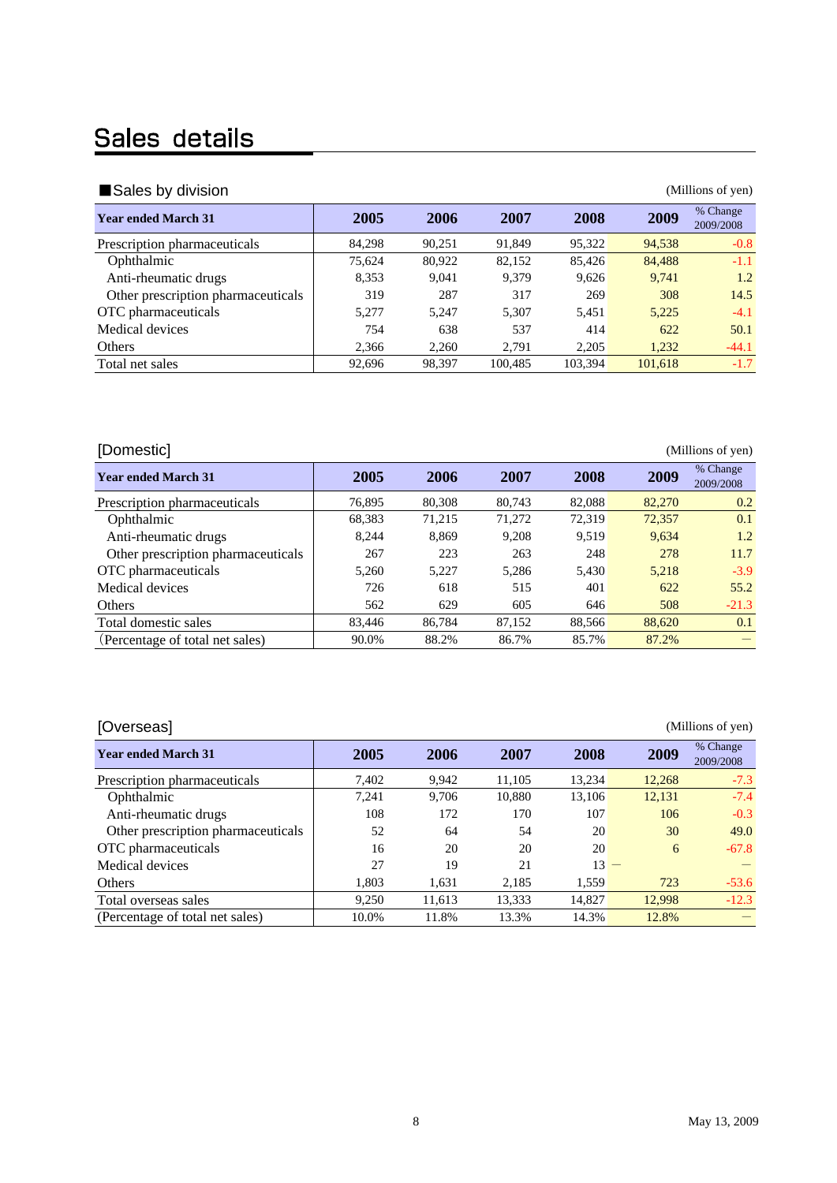# Sales details

### ■Sales by division

(Millions of yen)

| Year ended March 31 | 2005 | 2006 | 2007 | 2008 | 2009 | % Change 2009/2008 |
|---|---|---|---|---|---|---|
| Prescription pharmaceuticals | 84,298 | 90,251 | 91,849 | 95,322 | 94,538 | -0.8 |
| Ophthalmic | 75,624 | 80,922 | 82,152 | 85,426 | 84,488 | -1.1 |
| Anti-rheumatic drugs | 8,353 | 9,041 | 9,379 | 9,626 | 9,741 | 1.2 |
| Other prescription pharmaceuticals | 319 | 287 | 317 | 269 | 308 | 14.5 |
| OTC pharmaceuticals | 5,277 | 5,247 | 5,307 | 5,451 | 5,225 | -4.1 |
| Medical devices | 754 | 638 | 537 | 414 | 622 | 50.1 |
| Others | 2,366 | 2,260 | 2,791 | 2,205 | 1,232 | -44.1 |
| Total net sales | 92,696 | 98,397 | 100,485 | 103,394 | 101,618 | -1.7 |

### [Domestic]

(Millions of yen)

| Year ended March 31 | 2005 | 2006 | 2007 | 2008 | 2009 | % Change 2009/2008 |
|---|---|---|---|---|---|---|
| Prescription pharmaceuticals | 76,895 | 80,308 | 80,743 | 82,088 | 82,270 | 0.2 |
| Ophthalmic | 68,383 | 71,215 | 71,272 | 72,319 | 72,357 | 0.1 |
| Anti-rheumatic drugs | 8,244 | 8,869 | 9,208 | 9,519 | 9,634 | 1.2 |
| Other prescription pharmaceuticals | 267 | 223 | 263 | 248 | 278 | 11.7 |
| OTC pharmaceuticals | 5,260 | 5,227 | 5,286 | 5,430 | 5,218 | -3.9 |
| Medical devices | 726 | 618 | 515 | 401 | 622 | 55.2 |
| Others | 562 | 629 | 605 | 646 | 508 | -21.3 |
| Total domestic sales | 83,446 | 86,784 | 87,152 | 88,566 | 88,620 | 0.1 |
| (Percentage of total net sales) | 90.0% | 88.2% | 86.7% | 85.7% | 87.2% | — |

### [Overseas]

(Millions of yen)

| Year ended March 31 | 2005 | 2006 | 2007 | 2008 | 2009 | % Change 2009/2008 |
|---|---|---|---|---|---|---|
| Prescription pharmaceuticals | 7,402 | 9,942 | 11,105 | 13,234 | 12,268 | -7.3 |
| Ophthalmic | 7,241 | 9,706 | 10,880 | 13,106 | 12,131 | -7.4 |
| Anti-rheumatic drugs | 108 | 172 | 170 | 107 | 106 | -0.3 |
| Other prescription pharmaceuticals | 52 | 64 | 54 | 20 | 30 | 49.0 |
| OTC pharmaceuticals | 16 | 20 | 20 | 20 | 6 | -67.8 |
| Medical devices | 27 | 19 | 21 | 13 | — | — |
| Others | 1,803 | 1,631 | 2,185 | 1,559 | 723 | -53.6 |
| Total overseas sales | 9,250 | 11,613 | 13,333 | 14,827 | 12,998 | -12.3 |
| (Percentage of total net sales) | 10.0% | 11.8% | 13.3% | 14.3% | 12.8% | — |

May 13, 2009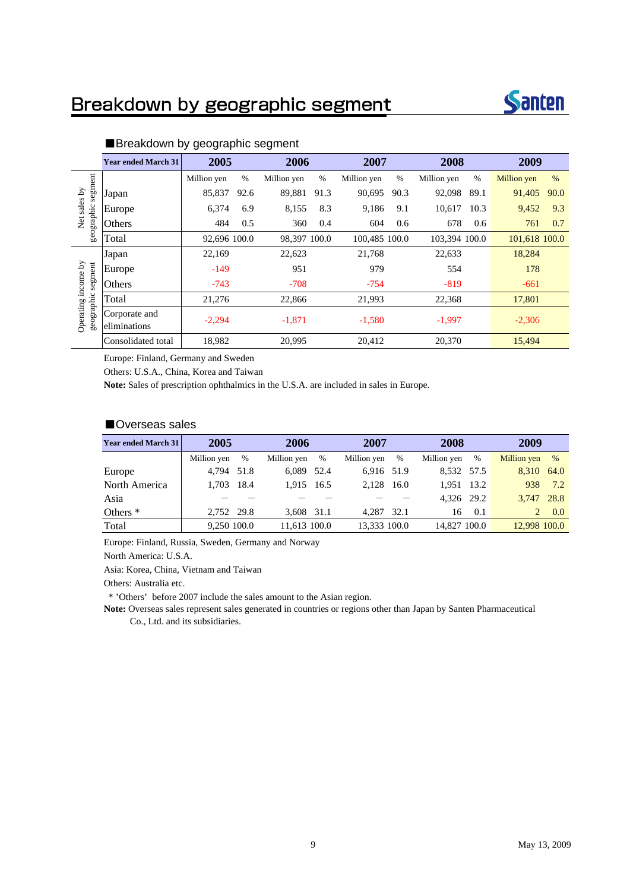# Breakdown by geographic segment

## ■Breakdown by geographic segment

| | Year ended March 31 | 2005 | | 2006 | | 2007 | | 2008 | | 2009 | |
|---|---|---|---|---|---|---|---|---|---|---|---|
| | | Million yen | % | Million yen | % | Million yen | % | Million yen | % | Million yen | % |
| Net sales by geographic segment | Japan | 85,837 | 92.6 | 89,881 | 91.3 | 90,695 | 90.3 | 92,098 | 89.1 | 91,405 | 90.0 |
| | Europe | 6,374 | 6.9 | 8,155 | 8.3 | 9,186 | 9.1 | 10,617 | 10.3 | 9,452 | 9.3 |
| | Others | 484 | 0.5 | 360 | 0.4 | 604 | 0.6 | 678 | 0.6 | 761 | 0.7 |
| | Total | 92,696 | 100.0 | 98,397 | 100.0 | 100,485 | 100.0 | 103,394 | 100.0 | 101,618 | 100.0 |
| Operating income by geographic segment | Japan | 22,169 | | 22,623 | | 21,768 | | 22,633 | | 18,284 | |
| | Europe | -149 | | 951 | | 979 | | 554 | | 178 | |
| | Others | -743 | | -708 | | -754 | | -819 | | -661 | |
| | Total | 21,276 | | 22,866 | | 21,993 | | 22,368 | | 17,801 | |
| | Corporate and eliminations | -2,294 | | -1,871 | | -1,580 | | -1,997 | | -2,306 | |
| | Consolidated total | 18,982 | | 20,995 | | 20,412 | | 20,370 | | 15,494 | |

Europe: Finland, Germany and Sweden

Others: U.S.A., China, Korea and Taiwan

**Note:** Sales of prescription ophthalmics in the U.S.A. are included in sales in Europe.

## ■Overseas sales

| Year ended March 31 | 2005 | | 2006 | | 2007 | | 2008 | | 2009 | |
|---|---|---|---|---|---|---|---|---|---|---|
| | Million yen | % | Million yen | % | Million yen | % | Million yen | % | Million yen | % |
| Europe | 4,794 | 51.8 | 6,089 | 52.4 | 6,916 | 51.9 | 8,532 | 57.5 | 8,310 | 64.0 |
| North America | 1,703 | 18.4 | 1,915 | 16.5 | 2,128 | 16.0 | 1,951 | 13.2 | 938 | 7.2 |
| Asia | — | — | — | — | — | — | 4,326 | 29.2 | 3,747 | 28.8 |
| Others * | 2,752 | 29.8 | 3,608 | 31.1 | 4,287 | 32.1 | 16 | 0.1 | 2 | 0.0 |
| Total | 9,250 | 100.0 | 11,613 | 100.0 | 13,333 | 100.0 | 14,827 | 100.0 | 12,998 | 100.0 |

Europe: Finland, Russia, Sweden, Germany and Norway

North America: U.S.A.

Asia: Korea, China, Vietnam and Taiwan

Others: Australia etc.

* 'Others' before 2007 include the sales amount to the Asian region.

**Note:** Overseas sales represent sales generated in countries or regions other than Japan by Santen Pharmaceutical Co., Ltd. and its subsidiaries.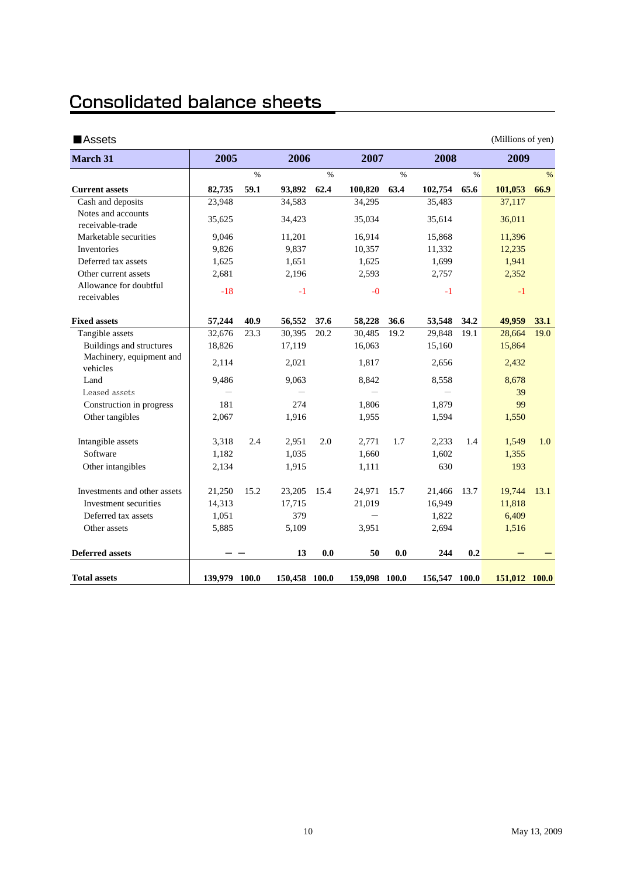# Consolidated balance sheets

■Assets (Millions of yen)

| March 31 | 2005 | | 2006 | | 2007 | | 2008 | | 2009 | |
|---|---|---|---|---|---|---|---|---|---|---|
| | | % | | % | | % | | % | | % |
| **Current assets** | **82,735** | **59.1** | **93,892** | **62.4** | **100,820** | **63.4** | **102,754** | **65.6** | **101,053** | **66.9** |
| Cash and deposits | 23,948 | | 34,583 | | 34,295 | | 35,483 | | 37,117 | |
| Notes and accounts receivable-trade | 35,625 | | 34,423 | | 35,034 | | 35,614 | | 36,011 | |
| Marketable securities | 9,046 | | 11,201 | | 16,914 | | 15,868 | | 11,396 | |
| Inventories | 9,826 | | 9,837 | | 10,357 | | 11,332 | | 12,235 | |
| Deferred tax assets | 1,625 | | 1,651 | | 1,625 | | 1,699 | | 1,941 | |
| Other current assets | 2,681 | | 2,196 | | 2,593 | | 2,757 | | 2,352 | |
| Allowance for doubtful receivables | -18 | | -1 | | -0 | | -1 | | -1 | |
| **Fixed assets** | **57,244** | **40.9** | **56,552** | **37.6** | **58,228** | **36.6** | **53,548** | **34.2** | **49,959** | **33.1** |
| Tangible assets | 32,676 | 23.3 | 30,395 | 20.2 | 30,485 | 19.2 | 29,848 | 19.1 | 28,664 | 19.0 |
| Buildings and structures | 18,826 | | 17,119 | | 16,063 | | 15,160 | | 15,864 | |
| Machinery, equipment and vehicles | 2,114 | | 2,021 | | 1,817 | | 2,656 | | 2,432 | |
| Land | 9,486 | | 9,063 | | 8,842 | | 8,558 | | 8,678 | |
| Leased assets | — | | — | | — | | — | | 39 | |
| Construction in progress | 181 | | 274 | | 1,806 | | 1,879 | | 99 | |
| Other tangibles | 2,067 | | 1,916 | | 1,955 | | 1,594 | | 1,550 | |
| Intangible assets | 3,318 | 2.4 | 2,951 | 2.0 | 2,771 | 1.7 | 2,233 | 1.4 | 1,549 | 1.0 |
| Software | 1,182 | | 1,035 | | 1,660 | | 1,602 | | 1,355 | |
| Other intangibles | 2,134 | | 1,915 | | 1,111 | | 630 | | 193 | |
| Investments and other assets | 21,250 | 15.2 | 23,205 | 15.4 | 24,971 | 15.7 | 21,466 | 13.7 | 19,744 | 13.1 |
| Investment securities | 14,313 | | 17,715 | | 21,019 | | 16,949 | | 11,818 | |
| Deferred tax assets | 1,051 | | 379 | | — | | 1,822 | | 6,409 | |
| Other assets | 5,885 | | 5,109 | | 3,951 | | 2,694 | | 1,516 | |
| **Deferred assets** | **—** | **—** | **13** | **0.0** | **50** | **0.0** | **244** | **0.2** | **—** | **—** |
| **Total assets** | **139,979** | **100.0** | **150,458** | **100.0** | **159,098** | **100.0** | **156,547** | **100.0** | **151,012** | **100.0** |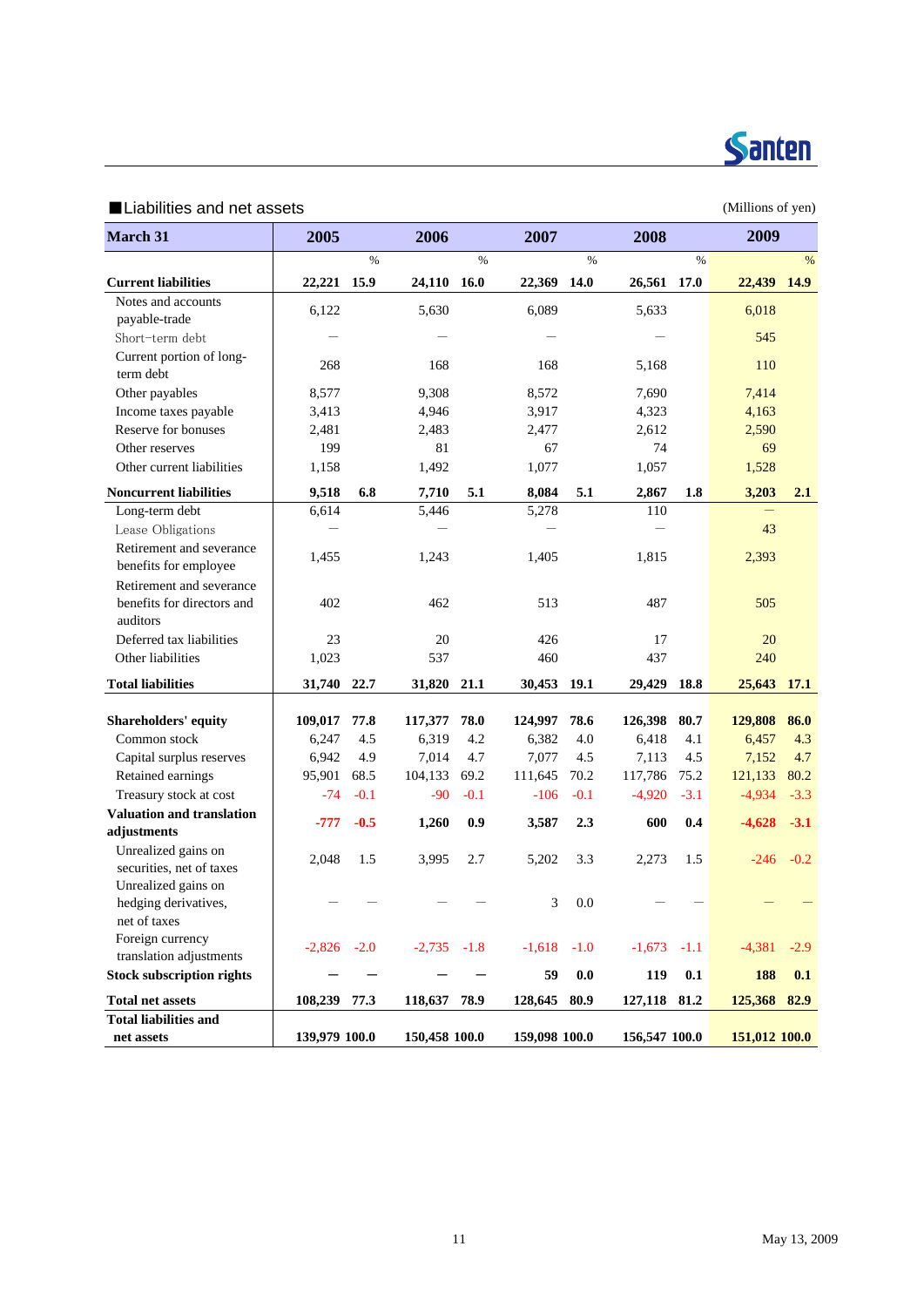■Liabilities and net assets

(Millions of yen)

| March 31 | 2005 | | 2006 | | 2007 | | 2008 | | 2009 | |
|---|---|---|---|---|---|---|---|---|---|---|
| | | % | | % | | % | | % | | % |
| **Current liabilities** | **22,221** | **15.9** | **24,110** | **16.0** | **22,369** | **14.0** | **26,561** | **17.0** | **22,439** | **14.9** |
| Notes and accounts payable-trade | 6,122 | | 5,630 | | 6,089 | | 5,633 | | 6,018 | |
| Short-term debt | — | | — | | — | | — | | 545 | |
| Current portion of long-term debt | 268 | | 168 | | 168 | | 5,168 | | 110 | |
| Other payables | 8,577 | | 9,308 | | 8,572 | | 7,690 | | 7,414 | |
| Income taxes payable | 3,413 | | 4,946 | | 3,917 | | 4,323 | | 4,163 | |
| Reserve for bonuses | 2,481 | | 2,483 | | 2,477 | | 2,612 | | 2,590 | |
| Other reserves | 199 | | 81 | | 67 | | 74 | | 69 | |
| Other current liabilities | 1,158 | | 1,492 | | 1,077 | | 1,057 | | 1,528 | |
| **Noncurrent liabilities** | **9,518** | **6.8** | **7,710** | **5.1** | **8,084** | **5.1** | **2,867** | **1.8** | **3,203** | **2.1** |
| Long-term debt | 6,614 | | 5,446 | | 5,278 | | 110 | | — | |
| Lease Obligations | — | | — | | — | | — | | 43 | |
| Retirement and severance benefits for employee | 1,455 | | 1,243 | | 1,405 | | 1,815 | | 2,393 | |
| Retirement and severance benefits for directors and auditors | 402 | | 462 | | 513 | | 487 | | 505 | |
| Deferred tax liabilities | 23 | | 20 | | 426 | | 17 | | 20 | |
| Other liabilities | 1,023 | | 537 | | 460 | | 437 | | 240 | |
| **Total liabilities** | **31,740** | **22.7** | **31,820** | **21.1** | **30,453** | **19.1** | **29,429** | **18.8** | **25,643** | **17.1** |
| **Shareholders' equity** | **109,017** | **77.8** | **117,377** | **78.0** | **124,997** | **78.6** | **126,398** | **80.7** | **129,808** | **86.0** |
| Common stock | 6,247 | 4.5 | 6,319 | 4.2 | 6,382 | 4.0 | 6,418 | 4.1 | 6,457 | 4.3 |
| Capital surplus reserves | 6,942 | 4.9 | 7,014 | 4.7 | 7,077 | 4.5 | 7,113 | 4.5 | 7,152 | 4.7 |
| Retained earnings | 95,901 | 68.5 | 104,133 | 69.2 | 111,645 | 70.2 | 117,786 | 75.2 | 121,133 | 80.2 |
| Treasury stock at cost | -74 | -0.1 | -90 | -0.1 | -106 | -0.1 | -4,920 | -3.1 | -4,934 | -3.3 |
| **Valuation and translation adjustments** | **-777** | **-0.5** | **1,260** | **0.9** | **3,587** | **2.3** | **600** | **0.4** | **-4,628** | **-3.1** |
| Unrealized gains on securities, net of taxes | 2,048 | 1.5 | 3,995 | 2.7 | 5,202 | 3.3 | 2,273 | 1.5 | -246 | -0.2 |
| Unrealized gains on hedging derivatives, net of taxes | — | — | — | — | 3 | 0.0 | — | — | — | — |
| Foreign currency translation adjustments | -2,826 | -2.0 | -2,735 | -1.8 | -1,618 | -1.0 | -1,673 | -1.1 | -4,381 | -2.9 |
| **Stock subscription rights** | **—** | **—** | **—** | **—** | **59** | **0.0** | **119** | **0.1** | **188** | **0.1** |
| **Total net assets** | **108,239** | **77.3** | **118,637** | **78.9** | **128,645** | **80.9** | **127,118** | **81.2** | **125,368** | **82.9** |
| **Total liabilities and net assets** | **139,979** | **100.0** | **150,458** | **100.0** | **159,098** | **100.0** | **156,547** | **100.0** | **151,012** | **100.0** |

May 13, 2009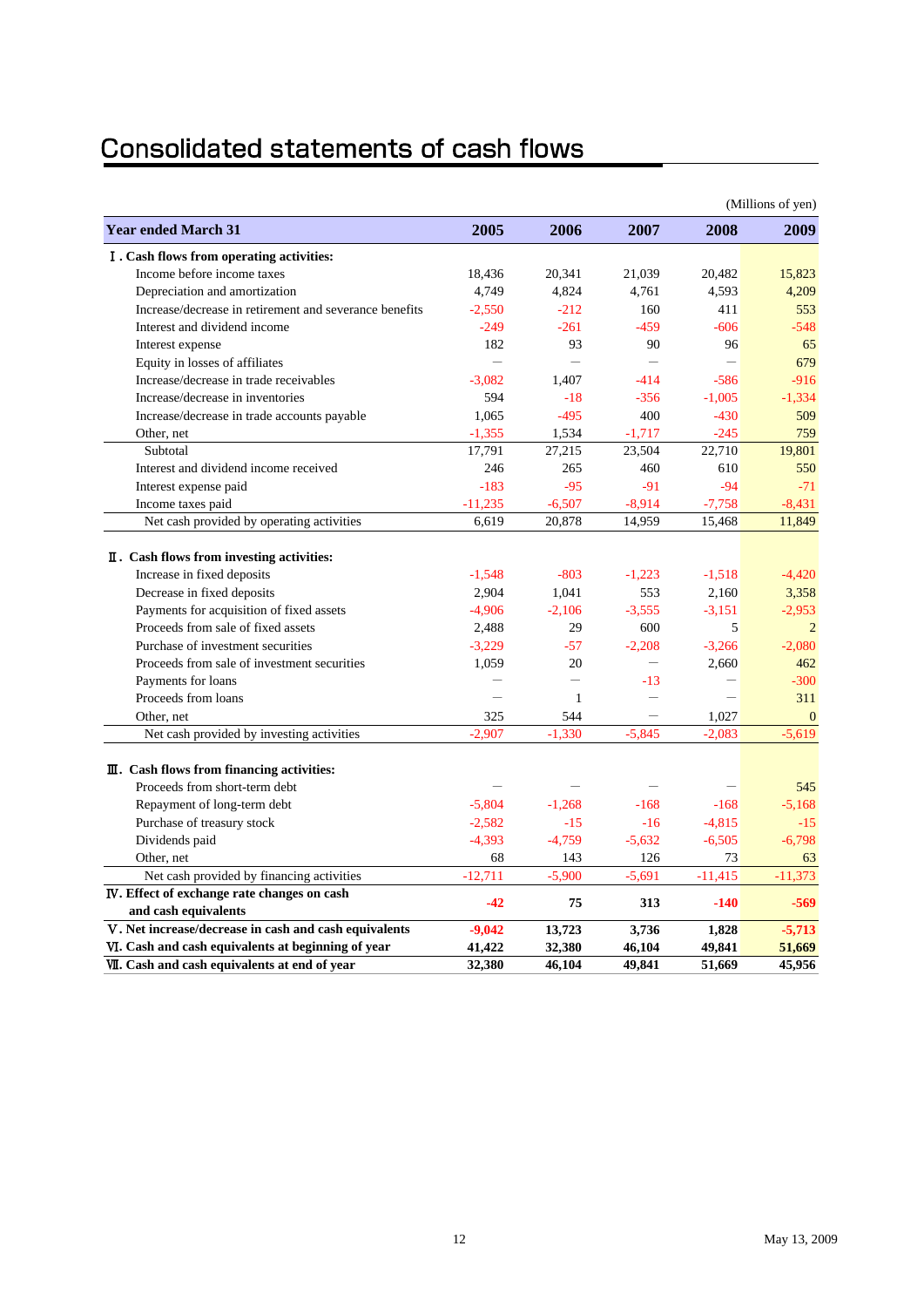# Consolidated statements of cash flows

(Millions of yen)

| Year ended March 31 | 2005 | 2006 | 2007 | 2008 | 2009 |
|---|---|---|---|---|---|
| **Ⅰ. Cash flows from operating activities:** | | | | | |
| Income before income taxes | 18,436 | 20,341 | 21,039 | 20,482 | 15,823 |
| Depreciation and amortization | 4,749 | 4,824 | 4,761 | 4,593 | 4,209 |
| Increase/decrease in retirement and severance benefits | -2,550 | -212 | 160 | 411 | 553 |
| Interest and dividend income | -249 | -261 | -459 | -606 | -548 |
| Interest expense | 182 | 93 | 90 | 96 | 65 |
| Equity in losses of affiliates | — | — | — | — | 679 |
| Increase/decrease in trade receivables | -3,082 | 1,407 | -414 | -586 | -916 |
| Increase/decrease in inventories | 594 | -18 | -356 | -1,005 | -1,334 |
| Increase/decrease in trade accounts payable | 1,065 | -495 | 400 | -430 | 509 |
| Other, net | -1,355 | 1,534 | -1,717 | -245 | 759 |
| Subtotal | 17,791 | 27,215 | 23,504 | 22,710 | 19,801 |
| Interest and dividend income received | 246 | 265 | 460 | 610 | 550 |
| Interest expense paid | -183 | -95 | -91 | -94 | -71 |
| Income taxes paid | -11,235 | -6,507 | -8,914 | -7,758 | -8,431 |
| Net cash provided by operating activities | 6,619 | 20,878 | 14,959 | 15,468 | 11,849 |
| **Ⅱ. Cash flows from investing activities:** | | | | | |
| Increase in fixed deposits | -1,548 | -803 | -1,223 | -1,518 | -4,420 |
| Decrease in fixed deposits | 2,904 | 1,041 | 553 | 2,160 | 3,358 |
| Payments for acquisition of fixed assets | -4,906 | -2,106 | -3,555 | -3,151 | -2,953 |
| Proceeds from sale of fixed assets | 2,488 | 29 | 600 | 5 | 2 |
| Purchase of investment securities | -3,229 | -57 | -2,208 | -3,266 | -2,080 |
| Proceeds from sale of investment securities | 1,059 | 20 | — | 2,660 | 462 |
| Payments for loans | — | — | -13 | — | -300 |
| Proceeds from loans | — | 1 | — | — | 311 |
| Other, net | 325 | 544 | — | 1,027 | 0 |
| Net cash provided by investing activities | -2,907 | -1,330 | -5,845 | -2,083 | -5,619 |
| **Ⅲ. Cash flows from financing activities:** | | | | | |
| Proceeds from short-term debt | — | — | — | — | 545 |
| Repayment of long-term debt | -5,804 | -1,268 | -168 | -168 | -5,168 |
| Purchase of treasury stock | -2,582 | -15 | -16 | -4,815 | -15 |
| Dividends paid | -4,393 | -4,759 | -5,632 | -6,505 | -6,798 |
| Other, net | 68 | 143 | 126 | 73 | 63 |
| Net cash provided by financing activities | -12,711 | -5,900 | -5,691 | -11,415 | -11,373 |
| **Ⅳ. Effect of exchange rate changes on cash and cash equivalents** | **-42** | **75** | **313** | **-140** | **-569** |
| **Ⅴ. Net increase/decrease in cash and cash equivalents** | **-9,042** | **13,723** | **3,736** | **1,828** | **-5,713** |
| **Ⅵ. Cash and cash equivalents at beginning of year** | **41,422** | **32,380** | **46,104** | **49,841** | **51,669** |
| **Ⅶ. Cash and cash equivalents at end of year** | **32,380** | **46,104** | **49,841** | **51,669** | **45,956** |

May 13, 2009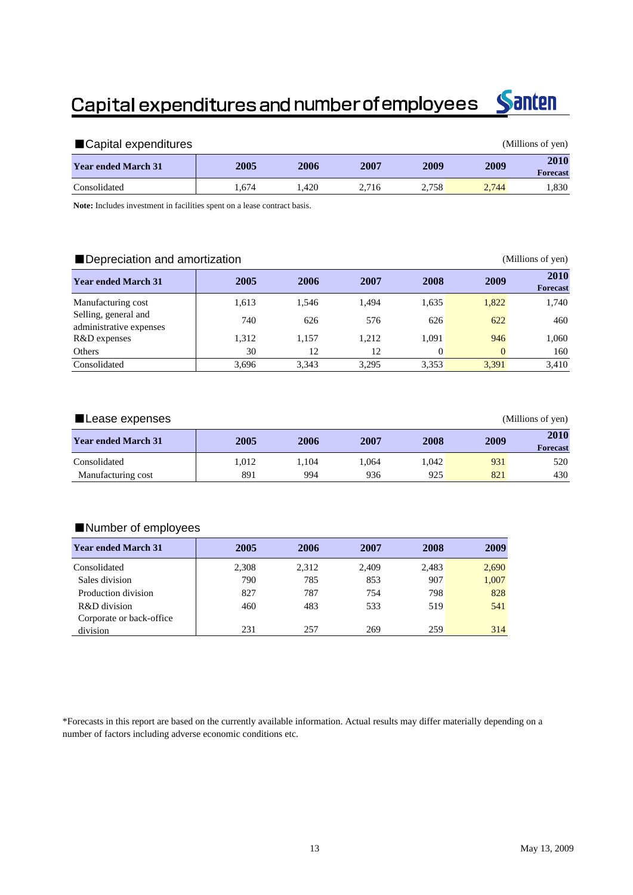# Capital expenditures and number of employees

Santen

## ■Capital expenditures

(Millions of yen)

| Year ended March 31 | 2005 | 2006 | 2007 | 2009 | 2009 | 2010 Forecast |
|---|---|---|---|---|---|---|
| Consolidated | 1,674 | 1,420 | 2,716 | 2,758 | 2,744 | 1,830 |

**Note:** Includes investment in facilities spent on a lease contract basis.

## ■Depreciation and amortization

(Millions of yen)

| Year ended March 31 | 2005 | 2006 | 2007 | 2008 | 2009 | 2010 Forecast |
|---|---|---|---|---|---|---|
| Manufacturing cost | 1,613 | 1,546 | 1,494 | 1,635 | 1,822 | 1,740 |
| Selling, general and administrative expenses | 740 | 626 | 576 | 626 | 622 | 460 |
| R&D expenses | 1,312 | 1,157 | 1,212 | 1,091 | 946 | 1,060 |
| Others | 30 | 12 | 12 | 0 | 0 | 160 |
| Consolidated | 3,696 | 3,343 | 3,295 | 3,353 | 3,391 | 3,410 |

## ■Lease expenses

(Millions of yen)

| Year ended March 31 | 2005 | 2006 | 2007 | 2008 | 2009 | 2010 Forecast |
|---|---|---|---|---|---|---|
| Consolidated | 1,012 | 1,104 | 1,064 | 1,042 | 931 | 520 |
| Manufacturing cost | 891 | 994 | 936 | 925 | 821 | 430 |

## ■Number of employees

| Year ended March 31 | 2005 | 2006 | 2007 | 2008 | 2009 |
|---|---|---|---|---|---|
| Consolidated | 2,308 | 2,312 | 2,409 | 2,483 | 2,690 |
| Sales division | 790 | 785 | 853 | 907 | 1,007 |
| Production division | 827 | 787 | 754 | 798 | 828 |
| R&D division | 460 | 483 | 533 | 519 | 541 |
| Corporate or back-office division | 231 | 257 | 269 | 259 | 314 |

*Forecasts in this report are based on the currently available information. Actual results may differ materially depending on a number of factors including adverse economic conditions etc.

May 13, 2009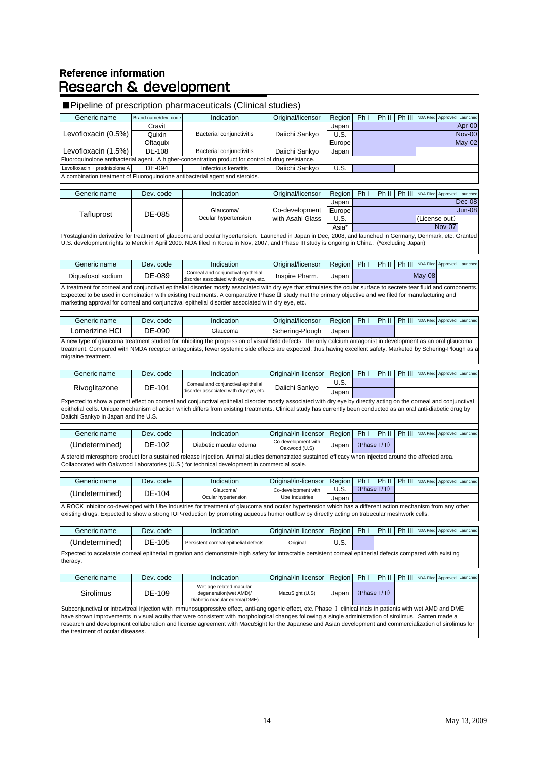## Reference information

# Research & development

### ■Pipeline of prescription pharmaceuticals (Clinical studies)

| Generic name | Brand name/dev. code | Indication | Original/licensor | Region | Ph I | Ph II | Ph III | NDA Filed | Approved | Launched |
|---|---|---|---|---|---|---|---|---|---|---|
| Levofloxacin (0.5%) | Cravit | Bacterial conjunctivitis | Daiichi Sankyo | Japan | | | | | | Apr-00 |
| | Quixin | | | U.S. | | | | | | Nov-00 |
| | Oftaquix | | | Europe | | | | | | May-02 |
| Levofloxacin (1.5%) | DE-108 | Bacterial conjunctivitis | Daiichi Sankyo | Japan | | | | | | |
| Fluoroquinolone antibacterial agent. A higher-concentration product for control of drug resistance. | | | | | | | | | | |
| Levofloxacin + prednisolone A | DE-094 | Infectious keratitis | Daiichi Sankyo | U.S. | | | | | | |
| A combination treatment of Fluoroquinolone antibacterial agent and steroids. | | | | | | | | | | |

| Generic name | Dev. code | Indication | Original/licensor | Region | Ph I | Ph II | Ph III | NDA Filed | Approved | Launched |
|---|---|---|---|---|---|---|---|---|---|---|
| Tafluprost | DE-085 | Glaucoma/ Ocular hypertension | Co-development with Asahi Glass | Japan | | | | | | Dec-08 |
| | | | | Europe | | | | | | Jun-08 |
| | | | | U.S. | | | | (License out) | | |
| | | | | Asia* | | | | | Nov-07 | |

Prostaglandin derivative for treatment of glaucoma and ocular hypertension. Launched in Japan in Dec, 2008, and launched in Germany, Denmark, etc. Granted U.S. development rights to Merck in April 2009. NDA filed in Korea in Nov, 2007, and Phase III study is ongoing in China. (*excluding Japan)

| Generic name | Dev. code | Indication | Original/licensor | Region | Ph I | Ph II | Ph III | NDA Filed | Approved | Launched |
|---|---|---|---|---|---|---|---|---|---|---|
| Diquafosol sodium | DE-089 | Corneal and conjunctival epithelial disorder associated with dry eye, etc. | Inspire Pharm. | Japan | | | | May-08 | | |

A treatment for corneal and conjunctival epithelial disorder mostly associated with dry eye that stimulates the ocular surface to secrete tear fluid and components. Expected to be used in combination with existing treatments. A comparative Phase Ⅲ study met the primary objective and we filed for manufacturing and marketing approval for corneal and conjunctival epithelial disorder associated with dry eye, etc.

| Generic name | Dev. code | Indication | Original/licensor | Region | Ph I | Ph II | Ph III | NDA Filed | Approved | Launched |
|---|---|---|---|---|---|---|---|---|---|---|
| Lomerizine HCl | DE-090 | Glaucoma | Schering-Plough | Japan | | | | | | |

A new type of glaucoma treatment studied for inhibiting the progression of visual field defects. The only calcium antagonist in development as an oral glaucoma treatment. Compared with NMDA receptor antagonists, fewer systemic side effects are expected, thus having excellent safety. Marketed by Schering-Plough as a migraine treatment.

| Generic name | Dev. code | Indication | Original/in-licensor | Region | Ph I | Ph II | Ph III | NDA Filed | Approved | Launched |
|---|---|---|---|---|---|---|---|---|---|---|
| Rivoglitazone | DE-101 | Corneal and conjunctival epithelial disorder associated with dry eye, etc. | Daiichi Sankyo | U.S. | | | | | | |
| | | | | Japan | | | | | | |

Expected to show a potent effect on corneal and conjunctival epithelial disorder mostly associated with dry eye by directly acting on the corneal and conjunctival epithelial cells. Unique mechanism of action which differs from existing treatments. Clinical study has currently been conducted as an oral anti-diabetic drug by Daiichi Sankyo in Japan and the U.S.

| Generic name | Dev. code | Indication | Original/in-licensor | Region | Ph I | Ph II | Ph III | NDA Filed | Approved | Launched |
|---|---|---|---|---|---|---|---|---|---|---|
| (Undetermined) | DE-102 | Diabetic macular edema | Co-development with Oakwood (U.S) | Japan | (Phase I / II) | | | | | |

A steroid microsphere product for a sustained release injection. Animal studies demonstrated sustained efficacy when injected around the affected area. Collaborated with Oakwood Laboratories (U.S.) for technical development in commercial scale.

| Generic name | Dev. code | Indication | Original/in-licensor | Region | Ph I | Ph II | Ph III | NDA Filed | Approved | Launched |
|---|---|---|---|---|---|---|---|---|---|---|
| (Undetermined) | DE-104 | Glaucoma/ Ocular hypertension | Co-development with Ube Industries | U.S. | (Phase I / II) | | | | | |
| | | | | Japan | | | | | | |

A ROCK inhibitor co-developed with Ube Industries for treatment of glaucoma and ocular hypertension which has a different action mechanism from any other existing drugs. Expected to show a strong IOP-reduction by promoting aqueous humor outflow by directly acting on trabecular meshwork cells.

| Generic name | Dev. code | Indication | Original/in-licensor | Region | Ph I | Ph II | Ph III | NDA Filed | Approved | Launched |
|---|---|---|---|---|---|---|---|---|---|---|
| (Undetermined) | DE-105 | Persistent corneal epithelial defects | Original | U.S. | | | | | | |

Expected to accelarate corneal epitherial migration and demonstrate high safety for intractable persistent corneal epitherial defects compared with existing therapy.

| Generic name | Dev. code | Indication | Original/in-licensor | Region | Ph I | Ph II | Ph III | NDA Filed | Approved | Launched |
|---|---|---|---|---|---|---|---|---|---|---|
| Sirolimus | DE-109 | Wet age related macular degeneration(wet AMD)/ Diabetic macular edema(DME) | MacuSight (U.S) | Japan | (Phase I / II) | | | | | |

Subconjunctival or intravitreal injection with immunosuppressive effect, anti-angiogenic effect, etc. Phase Ⅰ clinical trials in patients with wet AMD and DME have shown improvements in visual acuity that were consistent with morphological changes following a single administration of sirolimus. Santen made a research and development collaboration and license agreement with MacuSight for the Japanese and Asian development and commercialization of sirolimus for the treatment of ocular diseases.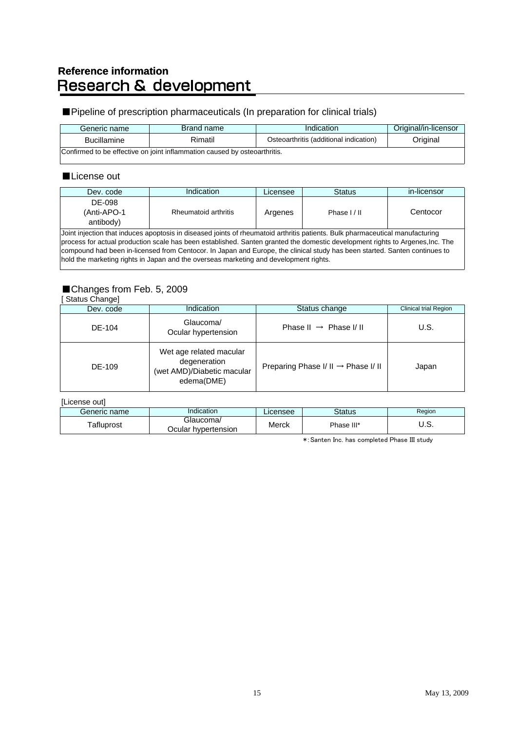**Reference information**

# Research & development

## ■Pipeline of prescription pharmaceuticals (In preparation for clinical trials)

| Generic name | Brand name | Indication | Original/in-licensor |
|---|---|---|---|
| Bucillamine | Rimatil | Osteoarthritis (additional indication) | Original |
| Confirmed to be effective on joint inflammation caused by osteoarthritis. | | | |

## ■License out

| Dev. code | Indication | Licensee | Status | in-licensor |
|---|---|---|---|---|
| DE-098 (Anti-APO-1 antibody) | Rheumatoid arthritis | Argenes | Phase I / II | Centocor |
| Joint injection that induces apoptosis in diseased joints of rheumatoid arthritis patients. Bulk pharmaceutical manufacturing process for actual production scale has been established. Santen granted the domestic development rights to Argenes,Inc. The compound had been in-licensed from Centocor. In Japan and Europe, the clinical study has been started. Santen continues to hold the marketing rights in Japan and the overseas marketing and development rights. | | | | |

## ■Changes from Feb. 5, 2009

[ Status Change]

| Dev. code | Indication | Status change | Clinical trial Region |
|---|---|---|---|
| DE-104 | Glaucoma/ Ocular hypertension | Phase II → Phase I/ II | U.S. |
| DE-109 | Wet age related macular degeneration (wet AMD)/Diabetic macular edema(DME) | Preparing Phase I/ II → Phase I/ II | Japan |

[License out]

| Generic name | Indication | Licensee | Status | Region |
|---|---|---|---|---|
| Tafluprost | Glaucoma/ Ocular hypertension | Merck | Phase III* | U.S. |

*: Santen Inc. has completed Phase III study

May 13, 2009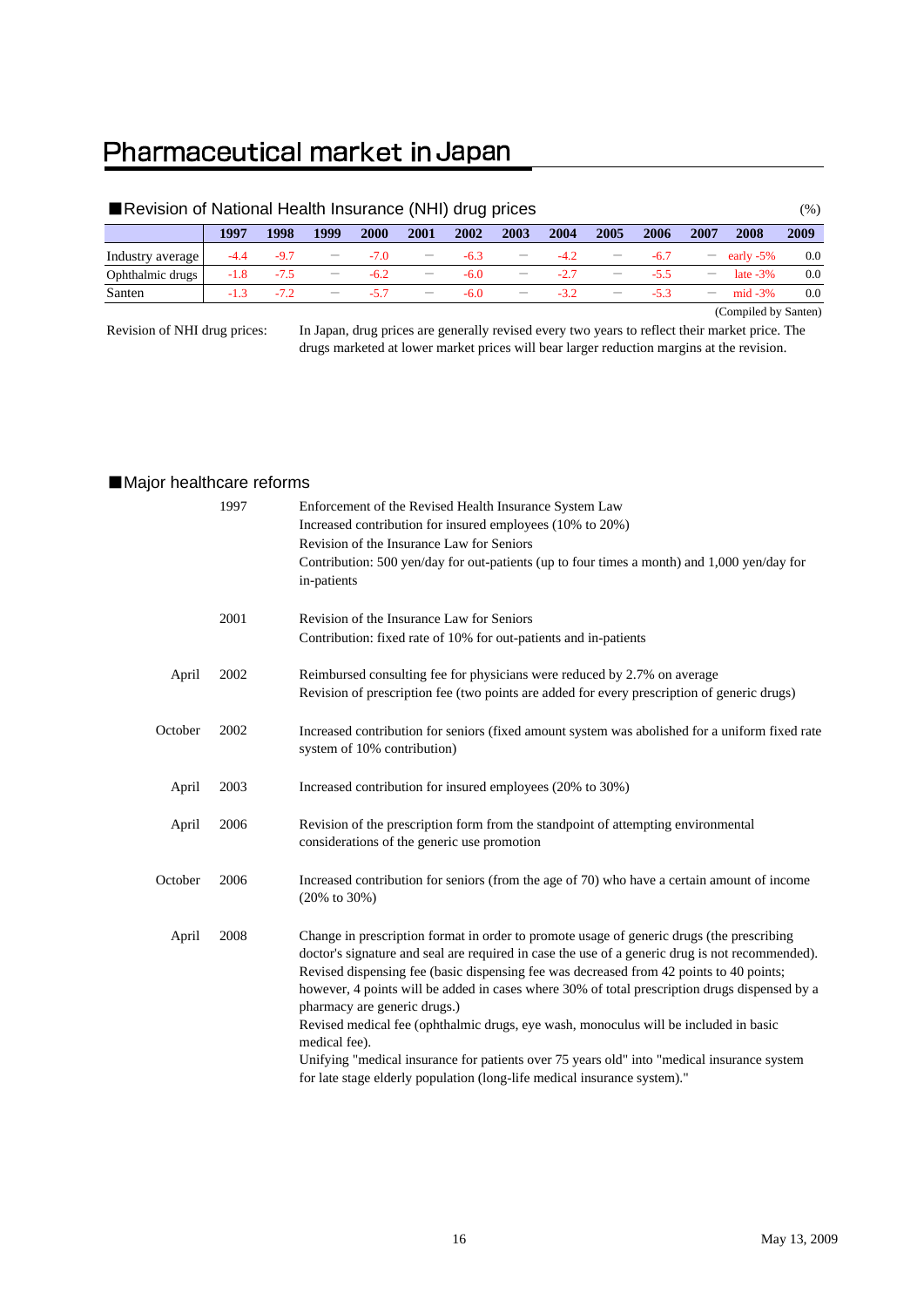# Pharmaceutical market in Japan

## ■Revision of National Health Insurance (NHI) drug prices

(%)

| | 1997 | 1998 | 1999 | 2000 | 2001 | 2002 | 2003 | 2004 | 2005 | 2006 | 2007 | 2008 | 2009 |
|---|---|---|---|---|---|---|---|---|---|---|---|---|---|
| Industry average | -4.4 | -9.7 | — | -7.0 | — | -6.3 | — | -4.2 | — | -6.7 | — | early -5% | 0.0 |
| Ophthalmic drugs | -1.8 | -7.5 | — | -6.2 | — | -6.0 | — | -2.7 | — | -5.5 | — | late -3% | 0.0 |
| Santen | -1.3 | -7.2 | — | -5.7 | — | -6.0 | — | -3.2 | — | -5.3 | — | mid -3% | 0.0 |

(Compiled by Santen)

Revision of NHI drug prices: In Japan, drug prices are generally revised every two years to reflect their market price. The drugs marketed at lower market prices will bear larger reduction margins at the revision.

## ■Major healthcare reforms

**1997**
Enforcement of the Revised Health Insurance System Law
Increased contribution for insured employees (10% to 20%)
Revision of the Insurance Law for Seniors
Contribution: 500 yen/day for out-patients (up to four times a month) and 1,000 yen/day for in-patients

**2001**
Revision of the Insurance Law for Seniors
Contribution: fixed rate of 10% for out-patients and in-patients

**April 2002**
Reimbursed consulting fee for physicians were reduced by 2.7% on average
Revision of prescription fee (two points are added for every prescription of generic drugs)

**October 2002**
Increased contribution for seniors (fixed amount system was abolished for a uniform fixed rate system of 10% contribution)

**April 2003**
Increased contribution for insured employees (20% to 30%)

**April 2006**
Revision of the prescription form from the standpoint of attempting environmental considerations of the generic use promotion

**October 2006**
Increased contribution for seniors (from the age of 70) who have a certain amount of income (20% to 30%)

**April 2008**
Change in prescription format in order to promote usage of generic drugs (the prescribing doctor's signature and seal are required in case the use of a generic drug is not recommended).
Revised dispensing fee (basic dispensing fee was decreased from 42 points to 40 points; however, 4 points will be added in cases where 30% of total prescription drugs dispensed by a pharmacy are generic drugs.)
Revised medical fee (ophthalmic drugs, eye wash, monoculus will be included in basic medical fee).
Unifying "medical insurance for patients over 75 years old" into "medical insurance system for late stage elderly population (long-life medical insurance system)."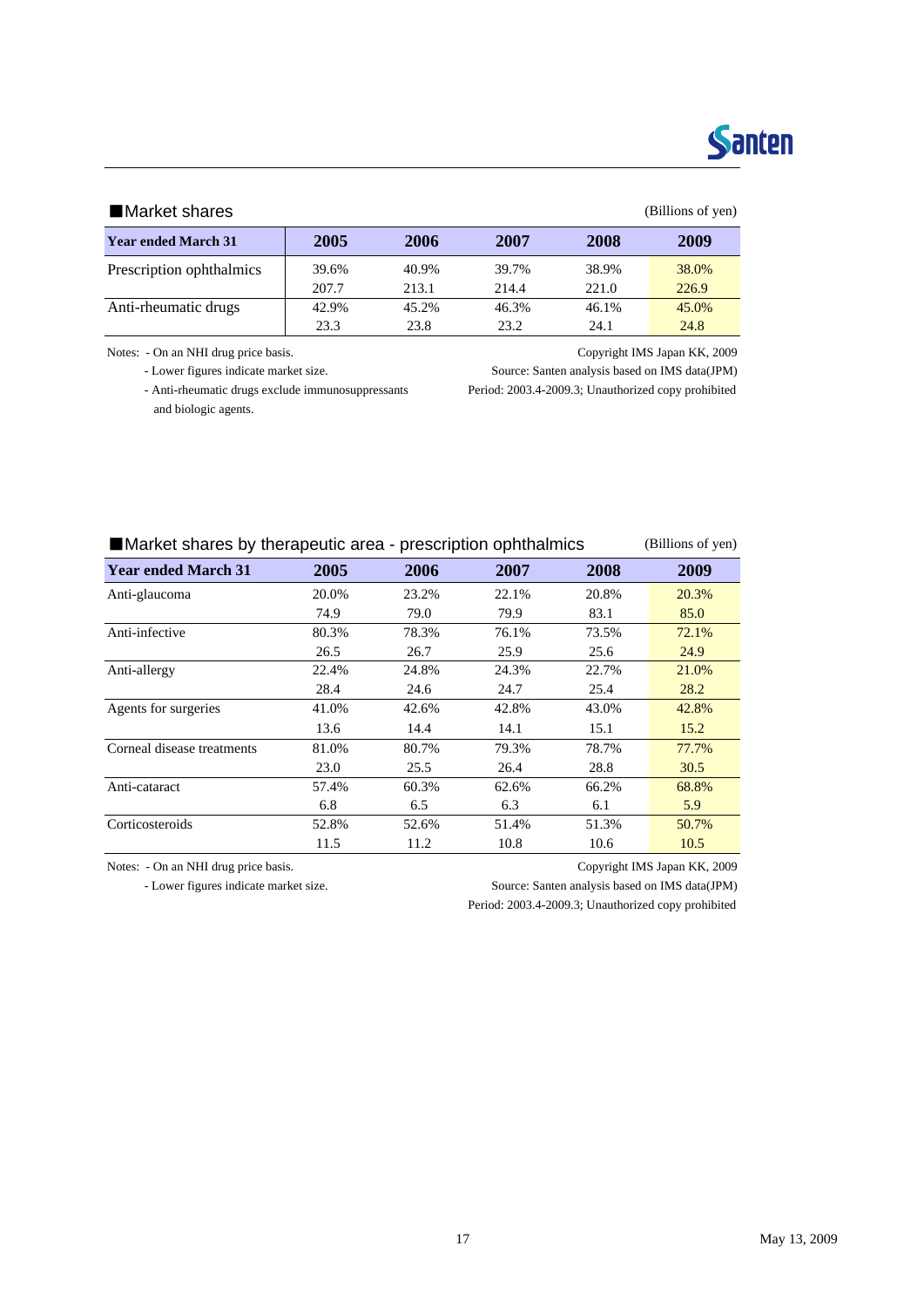## ■Market shares

(Billions of yen)

| Year ended March 31 | 2005 | 2006 | 2007 | 2008 | 2009 |
|---|---|---|---|---|---|
| Prescription ophthalmics | 39.6% | 40.9% | 39.7% | 38.9% | 38.0% |
| | 207.7 | 213.1 | 214.4 | 221.0 | 226.9 |
| Anti-rheumatic drugs | 42.9% | 45.2% | 46.3% | 46.1% | 45.0% |
| | 23.3 | 23.8 | 23.2 | 24.1 | 24.8 |

Notes: - On an NHI drug price basis.
- Lower figures indicate market size.
- Anti-rheumatic drugs exclude immunosuppressants and biologic agents.

Copyright IMS Japan KK, 2009
Source: Santen analysis based on IMS data(JPM)
Period: 2003.4-2009.3; Unauthorized copy prohibited

## ■Market shares by therapeutic area - prescription ophthalmics

(Billions of yen)

| Year ended March 31 | 2005 | 2006 | 2007 | 2008 | 2009 |
|---|---|---|---|---|---|
| Anti-glaucoma | 20.0% | 23.2% | 22.1% | 20.8% | 20.3% |
| | 74.9 | 79.0 | 79.9 | 83.1 | 85.0 |
| Anti-infective | 80.3% | 78.3% | 76.1% | 73.5% | 72.1% |
| | 26.5 | 26.7 | 25.9 | 25.6 | 24.9 |
| Anti-allergy | 22.4% | 24.8% | 24.3% | 22.7% | 21.0% |
| | 28.4 | 24.6 | 24.7 | 25.4 | 28.2 |
| Agents for surgeries | 41.0% | 42.6% | 42.8% | 43.0% | 42.8% |
| | 13.6 | 14.4 | 14.1 | 15.1 | 15.2 |
| Corneal disease treatments | 81.0% | 80.7% | 79.3% | 78.7% | 77.7% |
| | 23.0 | 25.5 | 26.4 | 28.8 | 30.5 |
| Anti-cataract | 57.4% | 60.3% | 62.6% | 66.2% | 68.8% |
| | 6.8 | 6.5 | 6.3 | 6.1 | 5.9 |
| Corticosteroids | 52.8% | 52.6% | 51.4% | 51.3% | 50.7% |
| | 11.5 | 11.2 | 10.8 | 10.6 | 10.5 |

Notes: - On an NHI drug price basis.
- Lower figures indicate market size.

Copyright IMS Japan KK, 2009
Source: Santen analysis based on IMS data(JPM)
Period: 2003.4-2009.3; Unauthorized copy prohibited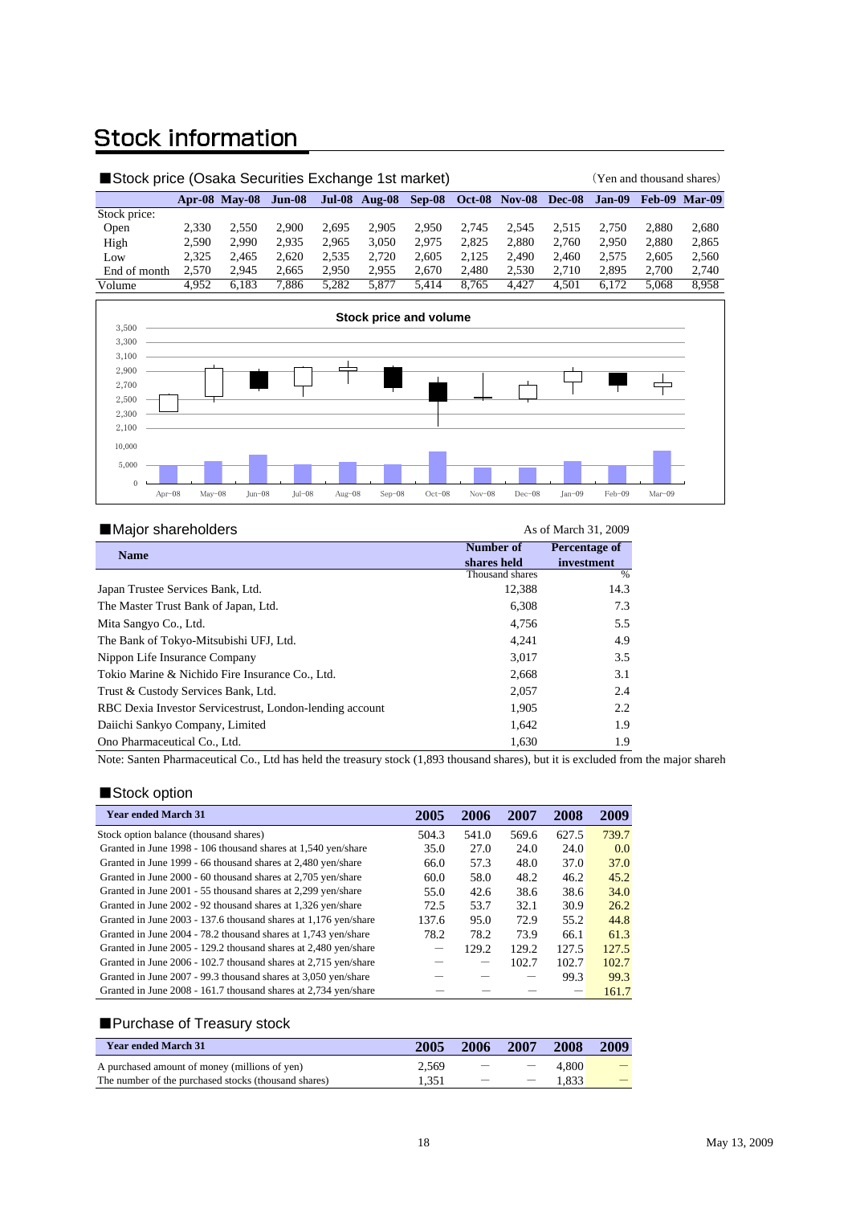# Stock information

### ■Stock price (Osaka Securities Exchange 1st market)

(Yen and thousand shares)

| | Apr-08 | May-08 | Jun-08 | Jul-08 | Aug-08 | Sep-08 | Oct-08 | Nov-08 | Dec-08 | Jan-09 | Feb-09 | Mar-09 |
|---|---|---|---|---|---|---|---|---|---|---|---|---|
| Stock price: | | | | | | | | | | | | |
| Open | 2,330 | 2,550 | 2,900 | 2,695 | 2,905 | 2,950 | 2,745 | 2,545 | 2,515 | 2,750 | 2,880 | 2,680 |
| High | 2,590 | 2,990 | 2,935 | 2,965 | 3,050 | 2,975 | 2,825 | 2,880 | 2,760 | 2,950 | 2,880 | 2,865 |
| Low | 2,325 | 2,465 | 2,620 | 2,535 | 2,720 | 2,605 | 2,125 | 2,490 | 2,460 | 2,575 | 2,605 | 2,560 |
| End of month | 2,570 | 2,945 | 2,665 | 2,950 | 2,955 | 2,670 | 2,480 | 2,530 | 2,710 | 2,895 | 2,700 | 2,740 |
| Volume | 4,952 | 6,183 | 7,886 | 5,282 | 5,877 | 5,414 | 8,765 | 4,427 | 4,501 | 6,172 | 5,068 | 8,958 |

Stock price and volume

### ■Major shareholders

As of March 31, 2009

| Name | Number of shares held | Percentage of investment |
|---|---|---|
| | Thousand shares | % |
| Japan Trustee Services Bank, Ltd. | 12,388 | 14.3 |
| The Master Trust Bank of Japan, Ltd. | 6,308 | 7.3 |
| Mita Sangyo Co., Ltd. | 4,756 | 5.5 |
| The Bank of Tokyo-Mitsubishi UFJ, Ltd. | 4,241 | 4.9 |
| Nippon Life Insurance Company | 3,017 | 3.5 |
| Tokio Marine & Nichido Fire Insurance Co., Ltd. | 2,668 | 3.1 |
| Trust & Custody Services Bank, Ltd. | 2,057 | 2.4 |
| RBC Dexia Investor Servicestrust, London-lending account | 1,905 | 2.2 |
| Daiichi Sankyo Company, Limited | 1,642 | 1.9 |
| Ono Pharmaceutical Co., Ltd. | 1,630 | 1.9 |

Note: Santen Pharmaceutical Co., Ltd has held the treasury stock (1,893 thousand shares), but it is excluded from the major shareh

### ■Stock option

| Year ended March 31 | 2005 | 2006 | 2007 | 2008 | 2009 |
|---|---|---|---|---|---|
| Stock option balance (thousand shares) | 504.3 | 541.0 | 569.6 | 627.5 | 739.7 |
| Granted in June 1998 - 106 thousand shares at 1,540 yen/share | 35.0 | 27.0 | 24.0 | 24.0 | 0.0 |
| Granted in June 1999 - 66 thousand shares at 2,480 yen/share | 66.0 | 57.3 | 48.0 | 37.0 | 37.0 |
| Granted in June 2000 - 60 thousand shares at 2,705 yen/share | 60.0 | 58.0 | 48.2 | 46.2 | 45.2 |
| Granted in June 2001 - 55 thousand shares at 2,299 yen/share | 55.0 | 42.6 | 38.6 | 38.6 | 34.0 |
| Granted in June 2002 - 92 thousand shares at 1,326 yen/share | 72.5 | 53.7 | 32.1 | 30.9 | 26.2 |
| Granted in June 2003 - 137.6 thousand shares at 1,176 yen/share | 137.6 | 95.0 | 72.9 | 55.2 | 44.8 |
| Granted in June 2004 - 78.2 thousand shares at 1,743 yen/share | 78.2 | 78.2 | 73.9 | 66.1 | 61.3 |
| Granted in June 2005 - 129.2 thousand shares at 2,480 yen/share | — | 129.2 | 129.2 | 127.5 | 127.5 |
| Granted in June 2006 - 102.7 thousand shares at 2,715 yen/share | — | — | 102.7 | 102.7 | 102.7 |
| Granted in June 2007 - 99.3 thousand shares at 3,050 yen/share | — | — | — | 99.3 | 99.3 |
| Granted in June 2008 - 161.7 thousand shares at 2,734 yen/share | — | — | — | — | 161.7 |

### ■Purchase of Treasury stock

| Year ended March 31 | 2005 | 2006 | 2007 | 2008 | 2009 |
|---|---|---|---|---|---|
| A purchased amount of money (millions of yen) | 2,569 | — | — | 4,800 | — |
| The number of the purchased stocks (thousand shares) | 1,351 | — | — | 1,833 | — |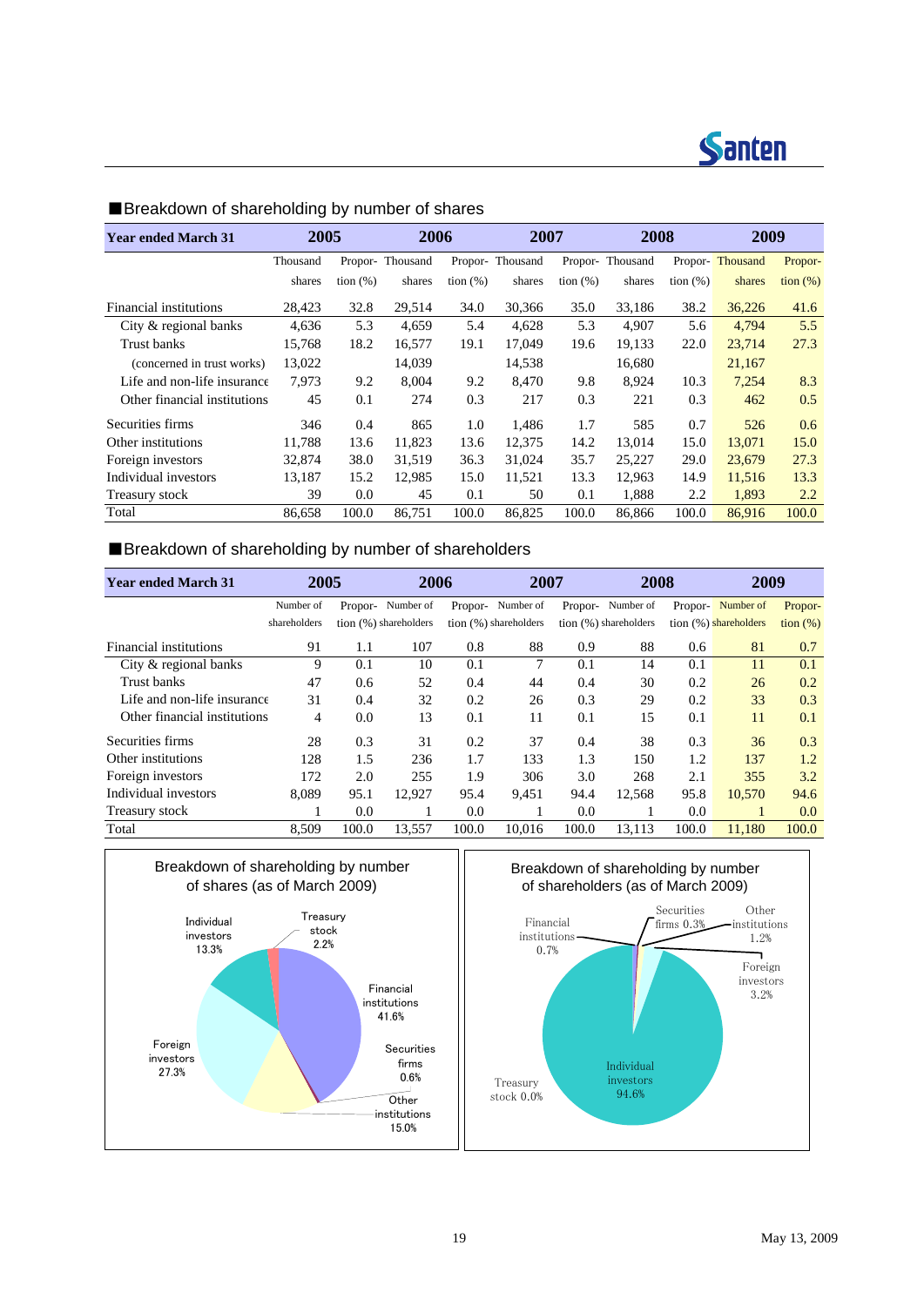## ■Breakdown of shareholding by number of shares

| Year ended March 31 | 2005 | | 2006 | | 2007 | | 2008 | | 2009 | |
|---|---|---|---|---|---|---|---|---|---|---|
| | Thousand shares | Proportion (%) | Thousand shares | Proportion (%) | Thousand shares | Proportion (%) | Thousand shares | Proportion (%) | Thousand shares | Proportion (%) |
| Financial institutions | 28,423 | 32.8 | 29,514 | 34.0 | 30,366 | 35.0 | 33,186 | 38.2 | 36,226 | 41.6 |
| City & regional banks | 4,636 | 5.3 | 4,659 | 5.4 | 4,628 | 5.3 | 4,907 | 5.6 | 4,794 | 5.5 |
| Trust banks | 15,768 | 18.2 | 16,577 | 19.1 | 17,049 | 19.6 | 19,133 | 22.0 | 23,714 | 27.3 |
| (concerned in trust works) | 13,022 | | 14,039 | | 14,538 | | 16,680 | | 21,167 | |
| Life and non-life insurance | 7,973 | 9.2 | 8,004 | 9.2 | 8,470 | 9.8 | 8,924 | 10.3 | 7,254 | 8.3 |
| Other financial institutions | 45 | 0.1 | 274 | 0.3 | 217 | 0.3 | 221 | 0.3 | 462 | 0.5 |
| Securities firms | 346 | 0.4 | 865 | 1.0 | 1,486 | 1.7 | 585 | 0.7 | 526 | 0.6 |
| Other institutions | 11,788 | 13.6 | 11,823 | 13.6 | 12,375 | 14.2 | 13,014 | 15.0 | 13,071 | 15.0 |
| Foreign investors | 32,874 | 38.0 | 31,519 | 36.3 | 31,024 | 35.7 | 25,227 | 29.0 | 23,679 | 27.3 |
| Individual investors | 13,187 | 15.2 | 12,985 | 15.0 | 11,521 | 13.3 | 12,963 | 14.9 | 11,516 | 13.3 |
| Treasury stock | 39 | 0.0 | 45 | 0.1 | 50 | 0.1 | 1,888 | 2.2 | 1,893 | 2.2 |
| Total | 86,658 | 100.0 | 86,751 | 100.0 | 86,825 | 100.0 | 86,866 | 100.0 | 86,916 | 100.0 |

## ■Breakdown of shareholding by number of shareholders

| Year ended March 31 | 2005 | | 2006 | | 2007 | | 2008 | | 2009 | |
|---|---|---|---|---|---|---|---|---|---|---|
| | Number of shareholders | Proportion (%) | Number of shareholders | Proportion (%) | Number of shareholders | Proportion (%) | Number of shareholders | Proportion (%) | Number of shareholders | Proportion (%) |
| Financial institutions | 91 | 1.1 | 107 | 0.8 | 88 | 0.9 | 88 | 0.6 | 81 | 0.7 |
| City & regional banks | 9 | 0.1 | 10 | 0.1 | 7 | 0.1 | 14 | 0.1 | 11 | 0.1 |
| Trust banks | 47 | 0.6 | 52 | 0.4 | 44 | 0.4 | 30 | 0.2 | 26 | 0.2 |
| Life and non-life insurance | 31 | 0.4 | 32 | 0.2 | 26 | 0.3 | 29 | 0.2 | 33 | 0.3 |
| Other financial institutions | 4 | 0.0 | 13 | 0.1 | 11 | 0.1 | 15 | 0.1 | 11 | 0.1 |
| Securities firms | 28 | 0.3 | 31 | 0.2 | 37 | 0.4 | 38 | 0.3 | 36 | 0.3 |
| Other institutions | 128 | 1.5 | 236 | 1.7 | 133 | 1.3 | 150 | 1.2 | 137 | 1.2 |
| Foreign investors | 172 | 2.0 | 255 | 1.9 | 306 | 3.0 | 268 | 2.1 | 355 | 3.2 |
| Individual investors | 8,089 | 95.1 | 12,927 | 95.4 | 9,451 | 94.4 | 12,568 | 95.8 | 10,570 | 94.6 |
| Treasury stock | 1 | 0.0 | 1 | 0.0 | 1 | 0.0 | 1 | 0.0 | 1 | 0.0 |
| Total | 8,509 | 100.0 | 13,557 | 100.0 | 10,016 | 100.0 | 13,113 | 100.0 | 11,180 | 100.0 |

Breakdown of shareholding by number of shares (as of March 2009)

Financial institutions 41.6%, Securities firms 0.6%, Other institutions 15.0%, Foreign investors 27.3%, Individual investors 13.3%, Treasury stock 2.2%

Breakdown of shareholding by number of shareholders (as of March 2009)

Financial institutions 0.7%, Securities firms 0.3%, Other institutions 1.2%, Foreign investors 3.2%, Individual investors 94.6%, Treasury stock 0.0%

May 13, 2009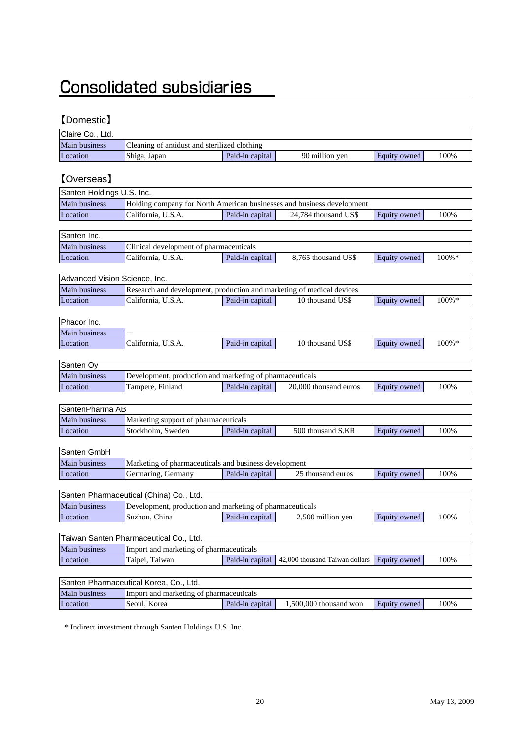# Consolidated subsidiaries

## 【Domestic】

| Claire Co., Ltd. | | | | | |
|---|---|---|---|---|---|
| Main business | Cleaning of antidust and sterilized clothing | | | | |
| Location | Shiga, Japan | Paid-in capital | 90 million yen | Equity owned | 100% |

## 【Overseas】

| Santen Holdings U.S. Inc. | | | | | |
|---|---|---|---|---|---|
| Main business | Holding company for North American businesses and business development | | | | |
| Location | California, U.S.A. | Paid-in capital | 24,784 thousand US$ | Equity owned | 100% |

| Santen Inc. | | | | | |
|---|---|---|---|---|---|
| Main business | Clinical development of pharmaceuticals | | | | |
| Location | California, U.S.A. | Paid-in capital | 8,765 thousand US$ | Equity owned | 100%* |

| Advanced Vision Science, Inc. | | | | | |
|---|---|---|---|---|---|
| Main business | Research and development, production and marketing of medical devices | | | | |
| Location | California, U.S.A. | Paid-in capital | 10 thousand US$ | Equity owned | 100%* |

| Phacor Inc. | | | | | |
|---|---|---|---|---|---|
| Main business | ― | | | | |
| Location | California, U.S.A. | Paid-in capital | 10 thousand US$ | Equity owned | 100%* |

| Santen Oy | | | | | |
|---|---|---|---|---|---|
| Main business | Development, production and marketing of pharmaceuticals | | | | |
| Location | Tampere, Finland | Paid-in capital | 20,000 thousand euros | Equity owned | 100% |

| SantenPharma AB | | | | | |
|---|---|---|---|---|---|
| Main business | Marketing support of pharmaceuticals | | | | |
| Location | Stockholm, Sweden | Paid-in capital | 500 thousand S.KR | Equity owned | 100% |

| Santen GmbH | | | | | |
|---|---|---|---|---|---|
| Main business | Marketing of pharmaceuticals and business development | | | | |
| Location | Germaring, Germany | Paid-in capital | 25 thousand euros | Equity owned | 100% |

| Santen Pharmaceutical (China) Co., Ltd. | | | | | |
|---|---|---|---|---|---|
| Main business | Development, production and marketing of pharmaceuticals | | | | |
| Location | Suzhou, China | Paid-in capital | 2,500 million yen | Equity owned | 100% |

| Taiwan Santen Pharmaceutical Co., Ltd. | | | | | |
|---|---|---|---|---|---|
| Main business | Import and marketing of pharmaceuticals | | | | |
| Location | Taipei, Taiwan | Paid-in capital | 42,000 thousand Taiwan dollars | Equity owned | 100% |

| Santen Pharmaceutical Korea, Co., Ltd. | | | | | |
|---|---|---|---|---|---|
| Main business | Import and marketing of pharmaceuticals | | | | |
| Location | Seoul, Korea | Paid-in capital | 1,500,000 thousand won | Equity owned | 100% |

* Indirect investment through Santen Holdings U.S. Inc.

May 13, 2009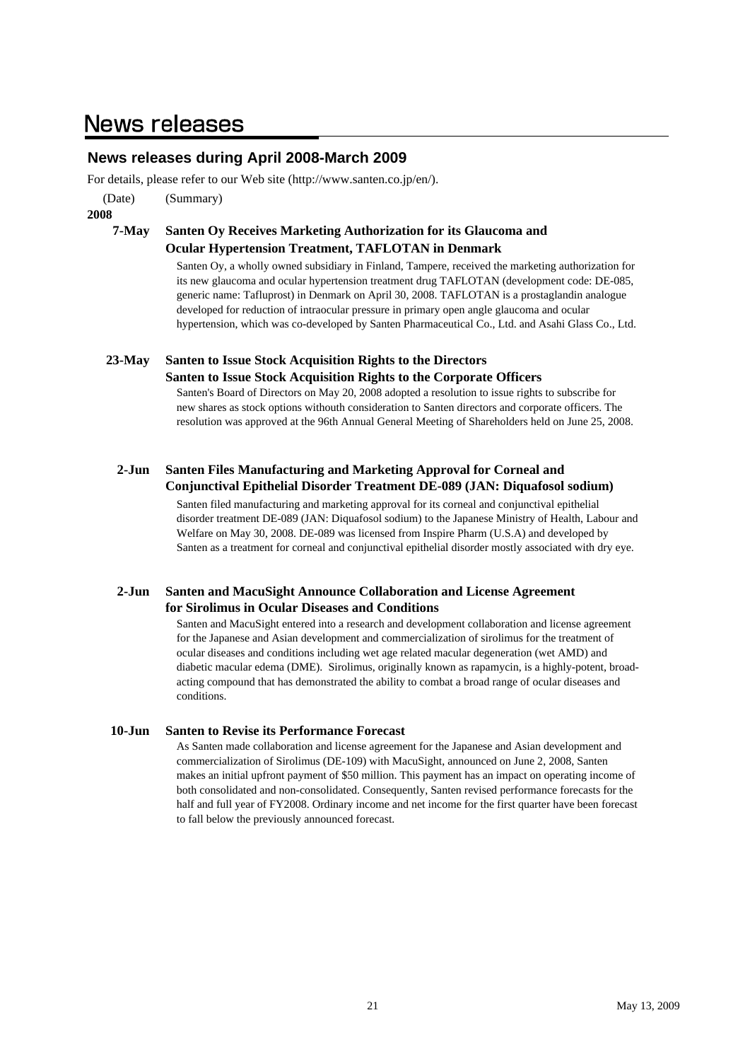# News releases

## News releases during April 2008-March 2009

For details, please refer to our Web site (http://www.santen.co.jp/en/).

(Date) (Summary)

**2008**

**7-May** **Santen Oy Receives Marketing Authorization for its Glaucoma and Ocular Hypertension Treatment, TAFLOTAN in Denmark**

Santen Oy, a wholly owned subsidiary in Finland, Tampere, received the marketing authorization for its new glaucoma and ocular hypertension treatment drug TAFLOTAN (development code: DE-085, generic name: Tafluprost) in Denmark on April 30, 2008. TAFLOTAN is a prostaglandin analogue developed for reduction of intraocular pressure in primary open angle glaucoma and ocular hypertension, which was co-developed by Santen Pharmaceutical Co., Ltd. and Asahi Glass Co., Ltd.

**23-May** **Santen to Issue Stock Acquisition Rights to the Directors**
**Santen to Issue Stock Acquisition Rights to the Corporate Officers**

Santen's Board of Directors on May 20, 2008 adopted a resolution to issue rights to subscribe for new shares as stock options withouth consideration to Santen directors and corporate officers. The resolution was approved at the 96th Annual General Meeting of Shareholders held on June 25, 2008.

**2-Jun** **Santen Files Manufacturing and Marketing Approval for Corneal and Conjunctival Epithelial Disorder Treatment DE-089 (JAN: Diquafosol sodium)**

Santen filed manufacturing and marketing approval for its corneal and conjunctival epithelial disorder treatment DE-089 (JAN: Diquafosol sodium) to the Japanese Ministry of Health, Labour and Welfare on May 30, 2008. DE-089 was licensed from Inspire Pharm (U.S.A) and developed by Santen as a treatment for corneal and conjunctival epithelial disorder mostly associated with dry eye.

**2-Jun** **Santen and MacuSight Announce Collaboration and License Agreement for Sirolimus in Ocular Diseases and Conditions**

Santen and MacuSight entered into a research and development collaboration and license agreement for the Japanese and Asian development and commercialization of sirolimus for the treatment of ocular diseases and conditions including wet age related macular degeneration (wet AMD) and diabetic macular edema (DME). Sirolimus, originally known as rapamycin, is a highly-potent, broad-acting compound that has demonstrated the ability to combat a broad range of ocular diseases and conditions.

**10-Jun** **Santen to Revise its Performance Forecast**

As Santen made collaboration and license agreement for the Japanese and Asian development and commercialization of Sirolimus (DE-109) with MacuSight, announced on June 2, 2008, Santen makes an initial upfront payment of $50 million. This payment has an impact on operating income of both consolidated and non-consolidated. Consequently, Santen revised performance forecasts for the half and full year of FY2008. Ordinary income and net income for the first quarter have been forecast to fall below the previously announced forecast.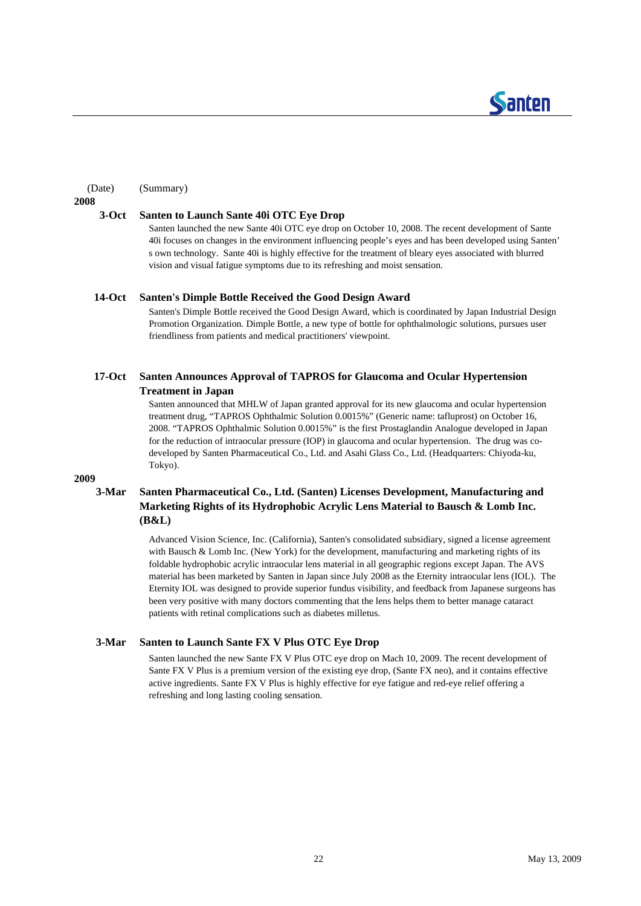(Date) (Summary)

**2008**

**3-Oct Santen to Launch Sante 40i OTC Eye Drop**

Santen launched the new Sante 40i OTC eye drop on October 10, 2008. The recent development of Sante 40i focuses on changes in the environment influencing people's eyes and has been developed using Santen's own technology. Sante 40i is highly effective for the treatment of bleary eyes associated with blurred vision and visual fatigue symptoms due to its refreshing and moist sensation.

**14-Oct Santen's Dimple Bottle Received the Good Design Award**

Santen's Dimple Bottle received the Good Design Award, which is coordinated by Japan Industrial Design Promotion Organization. Dimple Bottle, a new type of bottle for ophthalmologic solutions, pursues user friendliness from patients and medical practitioners' viewpoint.

**17-Oct Santen Announces Approval of TAPROS for Glaucoma and Ocular Hypertension Treatment in Japan**

Santen announced that MHLW of Japan granted approval for its new glaucoma and ocular hypertension treatment drug, "TAPROS Ophthalmic Solution 0.0015%" (Generic name: tafluprost) on October 16, 2008. "TAPROS Ophthalmic Solution 0.0015%" is the first Prostaglandin Analogue developed in Japan for the reduction of intraocular pressure (IOP) in glaucoma and ocular hypertension. The drug was co-developed by Santen Pharmaceutical Co., Ltd. and Asahi Glass Co., Ltd. (Headquarters: Chiyoda-ku, Tokyo).

**2009**

**3-Mar Santen Pharmaceutical Co., Ltd. (Santen) Licenses Development, Manufacturing and Marketing Rights of its Hydrophobic Acrylic Lens Material to Bausch & Lomb Inc. (B&L)**

Advanced Vision Science, Inc. (California), Santen's consolidated subsidiary, signed a license agreement with Bausch & Lomb Inc. (New York) for the development, manufacturing and marketing rights of its foldable hydrophobic acrylic intraocular lens material in all geographic regions except Japan. The AVS material has been marketed by Santen in Japan since July 2008 as the Eternity intraocular lens (IOL). The Eternity IOL was designed to provide superior fundus visibility, and feedback from Japanese surgeons has been very positive with many doctors commenting that the lens helps them to better manage cataract patients with retinal complications such as diabetes milletus.

**3-Mar Santen to Launch Sante FX V Plus OTC Eye Drop**

Santen launched the new Sante FX V Plus OTC eye drop on Mach 10, 2009. The recent development of Sante FX V Plus is a premium version of the existing eye drop, (Sante FX neo), and it contains effective active ingredients. Sante FX V Plus is highly effective for eye fatigue and red-eye relief offering a refreshing and long lasting cooling sensation.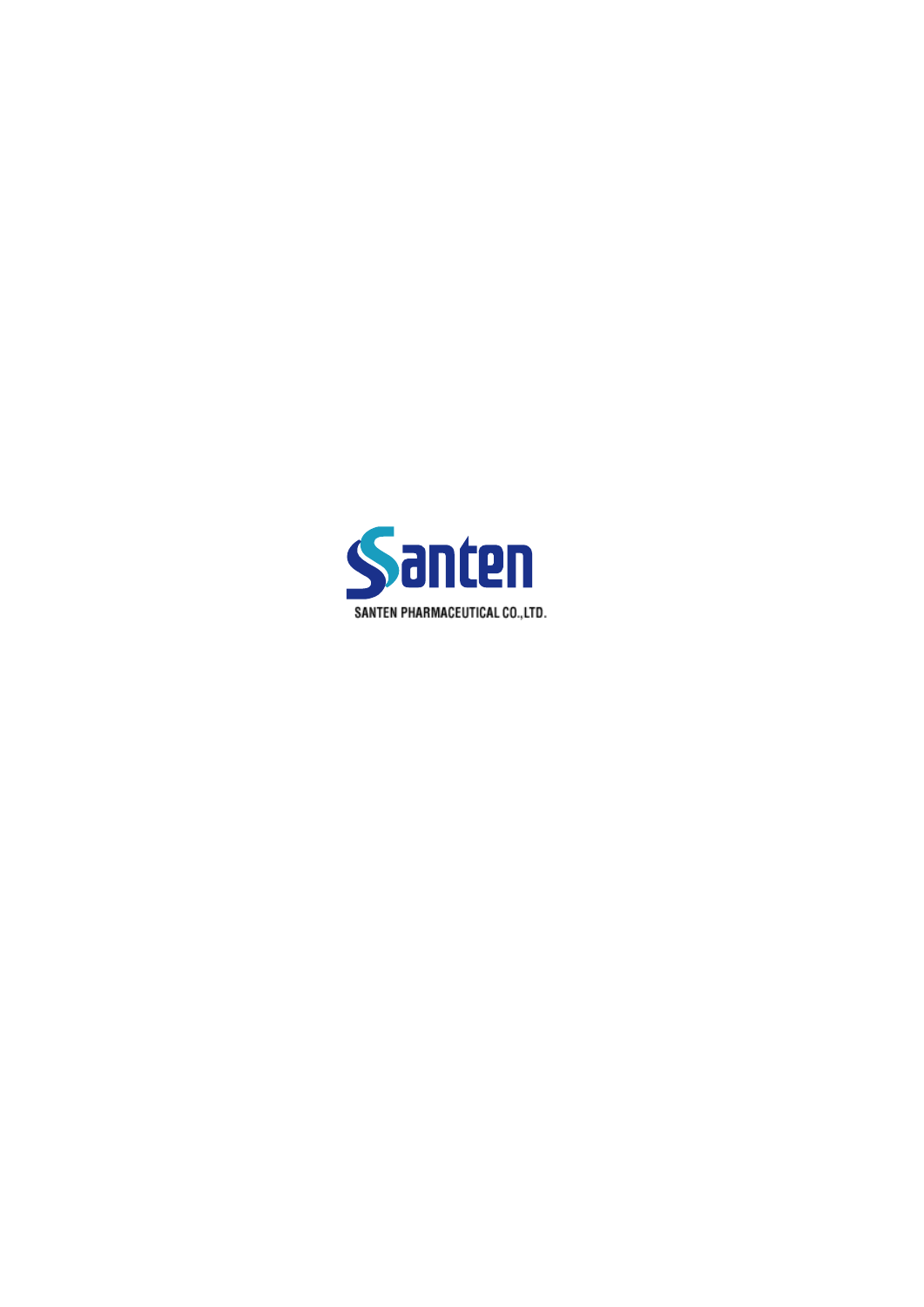Santen

SANTEN PHARMACEUTICAL CO.,LTD.